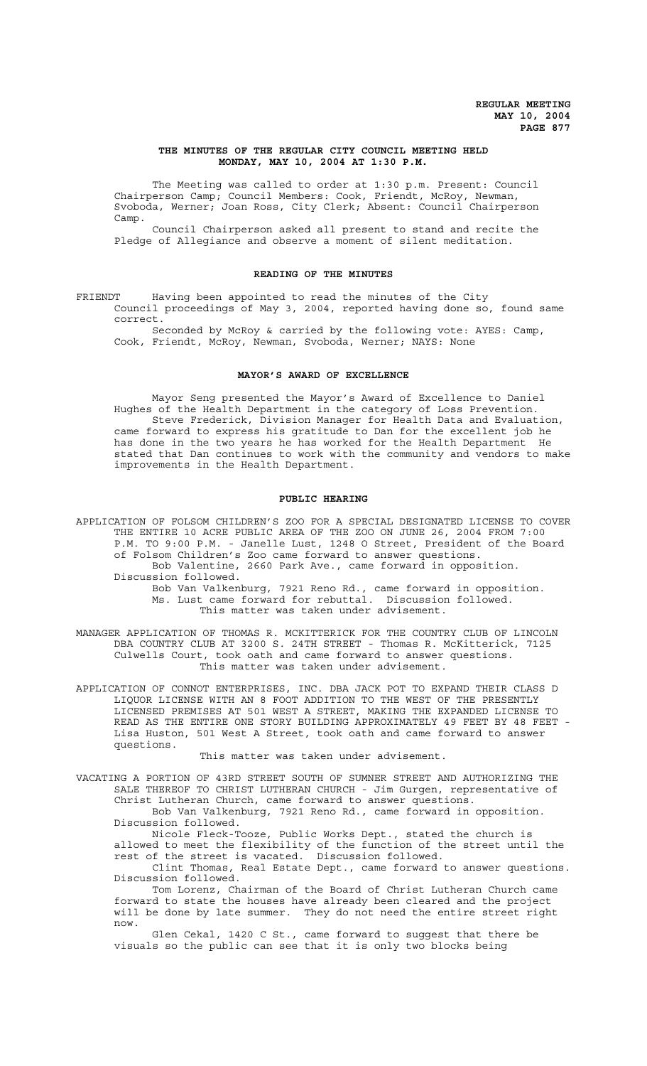**REGULAR MEETING**
**MAY 10, 2004**

# THE MINUTES OF THE REGULAR CITY COUNCIL MEETING HELD MONDAY, MAY 10, 2004 AT 1:30 P.M.

The Meeting was called to order at 1:30 p.m. Present: Council Chairperson Camp; Council Members: Cook, Friendt, McRoy, Newman, Svoboda, Werner; Joan Ross, City Clerk; Absent: Council Chairperson Camp.

Council Chairperson asked all present to stand and recite the Pledge of Allegiance and observe a moment of silent meditation.

## READING OF THE MINUTES

FRIENDT Having been appointed to read the minutes of the City Council proceedings of May 3, 2004, reported having done so, found same correct.

Seconded by McRoy & carried by the following vote: AYES: Camp, Cook, Friendt, McRoy, Newman, Svoboda, Werner; NAYS: None

## MAYOR'S AWARD OF EXCELLENCE

Mayor Seng presented the Mayor's Award of Excellence to Daniel Hughes of the Health Department in the category of Loss Prevention.

Steve Frederick, Division Manager for Health Data and Evaluation, came forward to express his gratitude to Dan for the excellent job he has done in the two years he has worked for the Health Department He stated that Dan continues to work with the community and vendors to make improvements in the Health Department.

## PUBLIC HEARING

APPLICATION OF FOLSOM CHILDREN'S ZOO FOR A SPECIAL DESIGNATED LICENSE TO COVER THE ENTIRE 10 ACRE PUBLIC AREA OF THE ZOO ON JUNE 26, 2004 FROM 7:00 P.M. TO 9:00 P.M. - Janelle Lust, 1248 O Street, President of the Board of Folsom Children's Zoo came forward to answer questions.

Bob Valentine, 2660 Park Ave., came forward in opposition. Discussion followed.

Bob Van Valkenburg, 7921 Reno Rd., came forward in opposition.

Ms. Lust came forward for rebuttal. Discussion followed.

This matter was taken under advisement.

MANAGER APPLICATION OF THOMAS R. MCKITTERICK FOR THE COUNTRY CLUB OF LINCOLN DBA COUNTRY CLUB AT 3200 S. 24TH STREET - Thomas R. McKitterick, 7125 Culwells Court, took oath and came forward to answer questions.

This matter was taken under advisement.

APPLICATION OF CONNOT ENTERPRISES, INC. DBA JACK POT TO EXPAND THEIR CLASS D LIQUOR LICENSE WITH AN 8 FOOT ADDITION TO THE WEST OF THE PRESENTLY LICENSED PREMISES AT 501 WEST A STREET, MAKING THE EXPANDED LICENSE TO READ AS THE ENTIRE ONE STORY BUILDING APPROXIMATELY 49 FEET BY 48 FEET - Lisa Huston, 501 West A Street, took oath and came forward to answer questions.

This matter was taken under advisement.

VACATING A PORTION OF 43RD STREET SOUTH OF SUMNER STREET AND AUTHORIZING THE SALE THEREOF TO CHRIST LUTHERAN CHURCH - Jim Gurgen, representative of Christ Lutheran Church, came forward to answer questions.

Bob Van Valkenburg, 7921 Reno Rd., came forward in opposition. Discussion followed.

Nicole Fleck-Tooze, Public Works Dept., stated the church is allowed to meet the flexibility of the function of the street until the rest of the street is vacated. Discussion followed.

Clint Thomas, Real Estate Dept., came forward to answer questions. Discussion followed.

Tom Lorenz, Chairman of the Board of Christ Lutheran Church came forward to state the houses have already been cleared and the project will be done by late summer. They do not need the entire street right now.

Glen Cekal, 1420 C St., came forward to suggest that there be visuals so the public can see that it is only two blocks being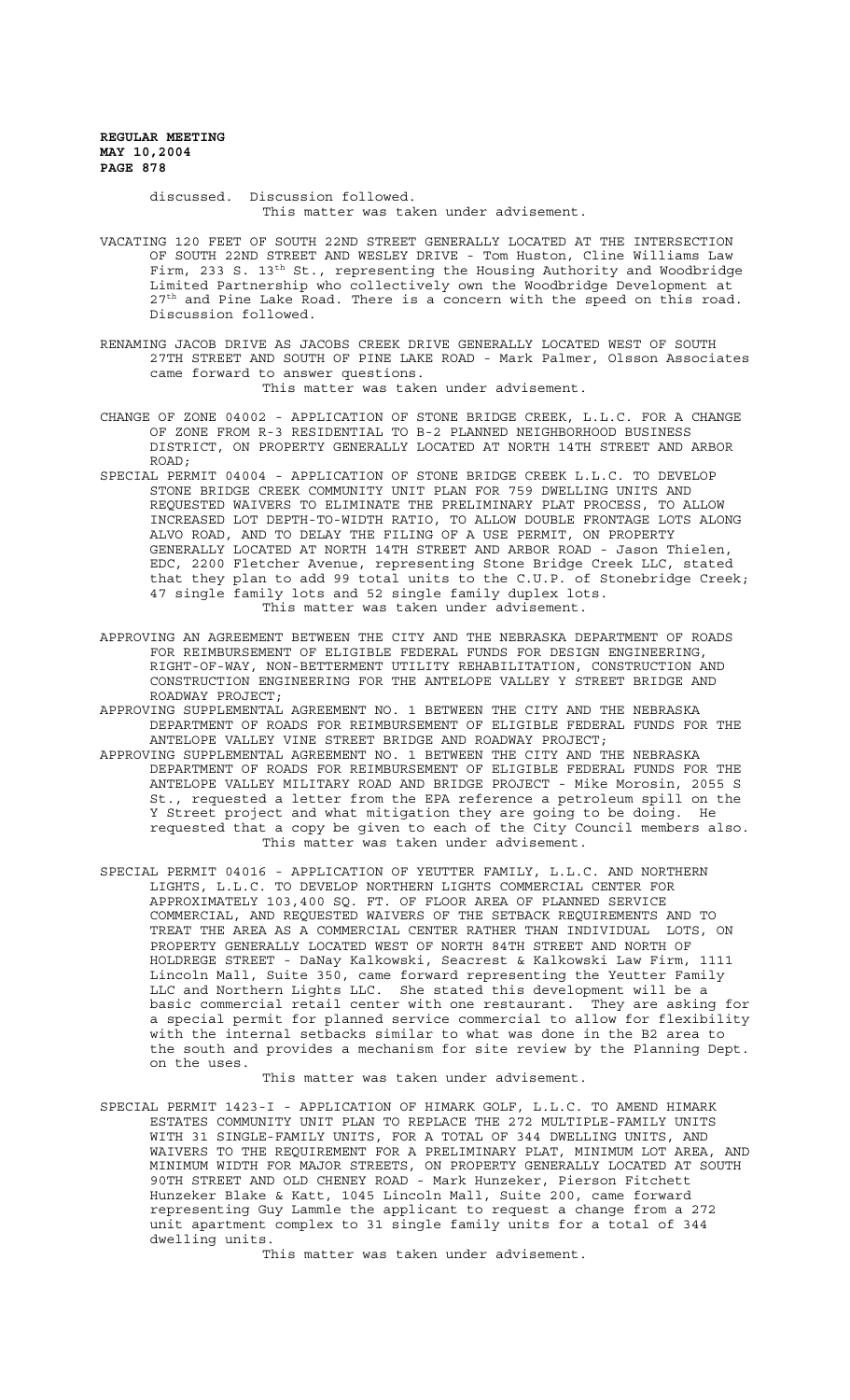discussed. Discussion followed.

This matter was taken under advisement.

VACATING 120 FEET OF SOUTH 22ND STREET GENERALLY LOCATED AT THE INTERSECTION OF SOUTH 22ND STREET AND WESLEY DRIVE - Tom Huston, Cline Williams Law Firm, 233 S. 13th St., representing the Housing Authority and Woodbridge Limited Partnership who collectively own the Woodbridge Development at 27th and Pine Lake Road. There is a concern with the speed on this road. Discussion followed.

RENAMING JACOB DRIVE AS JACOBS CREEK DRIVE GENERALLY LOCATED WEST OF SOUTH 27TH STREET AND SOUTH OF PINE LAKE ROAD - Mark Palmer, Olsson Associates came forward to answer questions.

This matter was taken under advisement.

CHANGE OF ZONE 04002 - APPLICATION OF STONE BRIDGE CREEK, L.L.C. FOR A CHANGE OF ZONE FROM R-3 RESIDENTIAL TO B-2 PLANNED NEIGHBORHOOD BUSINESS DISTRICT, ON PROPERTY GENERALLY LOCATED AT NORTH 14TH STREET AND ARBOR ROAD;

SPECIAL PERMIT 04004 - APPLICATION OF STONE BRIDGE CREEK L.L.C. TO DEVELOP STONE BRIDGE CREEK COMMUNITY UNIT PLAN FOR 759 DWELLING UNITS AND REQUESTED WAIVERS TO ELIMINATE THE PRELIMINARY PLAT PROCESS, TO ALLOW INCREASED LOT DEPTH-TO-WIDTH RATIO, TO ALLOW DOUBLE FRONTAGE LOTS ALONG ALVO ROAD, AND TO DELAY THE FILING OF A USE PERMIT, ON PROPERTY GENERALLY LOCATED AT NORTH 14TH STREET AND ARBOR ROAD - Jason Thielen, EDC, 2200 Fletcher Avenue, representing Stone Bridge Creek LLC, stated that they plan to add 99 total units to the C.U.P. of Stonebridge Creek; 47 single family lots and 52 single family duplex lots.

This matter was taken under advisement.

APPROVING AN AGREEMENT BETWEEN THE CITY AND THE NEBRASKA DEPARTMENT OF ROADS FOR REIMBURSEMENT OF ELIGIBLE FEDERAL FUNDS FOR DESIGN ENGINEERING, RIGHT-OF-WAY, NON-BETTERMENT UTILITY REHABILITATION, CONSTRUCTION AND CONSTRUCTION ENGINEERING FOR THE ANTELOPE VALLEY Y STREET BRIDGE AND ROADWAY PROJECT;

APPROVING SUPPLEMENTAL AGREEMENT NO. 1 BETWEEN THE CITY AND THE NEBRASKA DEPARTMENT OF ROADS FOR REIMBURSEMENT OF ELIGIBLE FEDERAL FUNDS FOR THE ANTELOPE VALLEY VINE STREET BRIDGE AND ROADWAY PROJECT;

APPROVING SUPPLEMENTAL AGREEMENT NO. 1 BETWEEN THE CITY AND THE NEBRASKA DEPARTMENT OF ROADS FOR REIMBURSEMENT OF ELIGIBLE FEDERAL FUNDS FOR THE ANTELOPE VALLEY MILITARY ROAD AND BRIDGE PROJECT - Mike Morosin, 2055 S St., requested a letter from the EPA reference a petroleum spill on the Y Street project and what mitigation they are going to be doing. He requested that a copy be given to each of the City Council members also.

This matter was taken under advisement.

SPECIAL PERMIT 04016 - APPLICATION OF YEUTTER FAMILY, L.L.C. AND NORTHERN LIGHTS, L.L.C. TO DEVELOP NORTHERN LIGHTS COMMERCIAL CENTER FOR APPROXIMATELY 103,400 SQ. FT. OF FLOOR AREA OF PLANNED SERVICE COMMERCIAL, AND REQUESTED WAIVERS OF THE SETBACK REQUIREMENTS AND TO TREAT THE AREA AS A COMMERCIAL CENTER RATHER THAN INDIVIDUAL LOTS, ON PROPERTY GENERALLY LOCATED WEST OF NORTH 84TH STREET AND NORTH OF HOLDREGE STREET - DaNay Kalkowski, Seacrest & Kalkowski Law Firm, 1111 Lincoln Mall, Suite 350, came forward representing the Yeutter Family LLC and Northern Lights LLC. She stated this development will be a basic commercial retail center with one restaurant. They are asking for a special permit for planned service commercial to allow for flexibility with the internal setbacks similar to what was done in the B2 area to the south and provides a mechanism for site review by the Planning Dept. on the uses.

This matter was taken under advisement.

SPECIAL PERMIT 1423-I - APPLICATION OF HIMARK GOLF, L.L.C. TO AMEND HIMARK ESTATES COMMUNITY UNIT PLAN TO REPLACE THE 272 MULTIPLE-FAMILY UNITS WITH 31 SINGLE-FAMILY UNITS, FOR A TOTAL OF 344 DWELLING UNITS, AND WAIVERS TO THE REQUIREMENT FOR A PRELIMINARY PLAT, MINIMUM LOT AREA, AND MINIMUM WIDTH FOR MAJOR STREETS, ON PROPERTY GENERALLY LOCATED AT SOUTH 90TH STREET AND OLD CHENEY ROAD - Mark Hunzeker, Pierson Fitchett Hunzeker Blake & Katt, 1045 Lincoln Mall, Suite 200, came forward representing Guy Lammle the applicant to request a change from a 272 unit apartment complex to 31 single family units for a total of 344 dwelling units.

This matter was taken under advisement.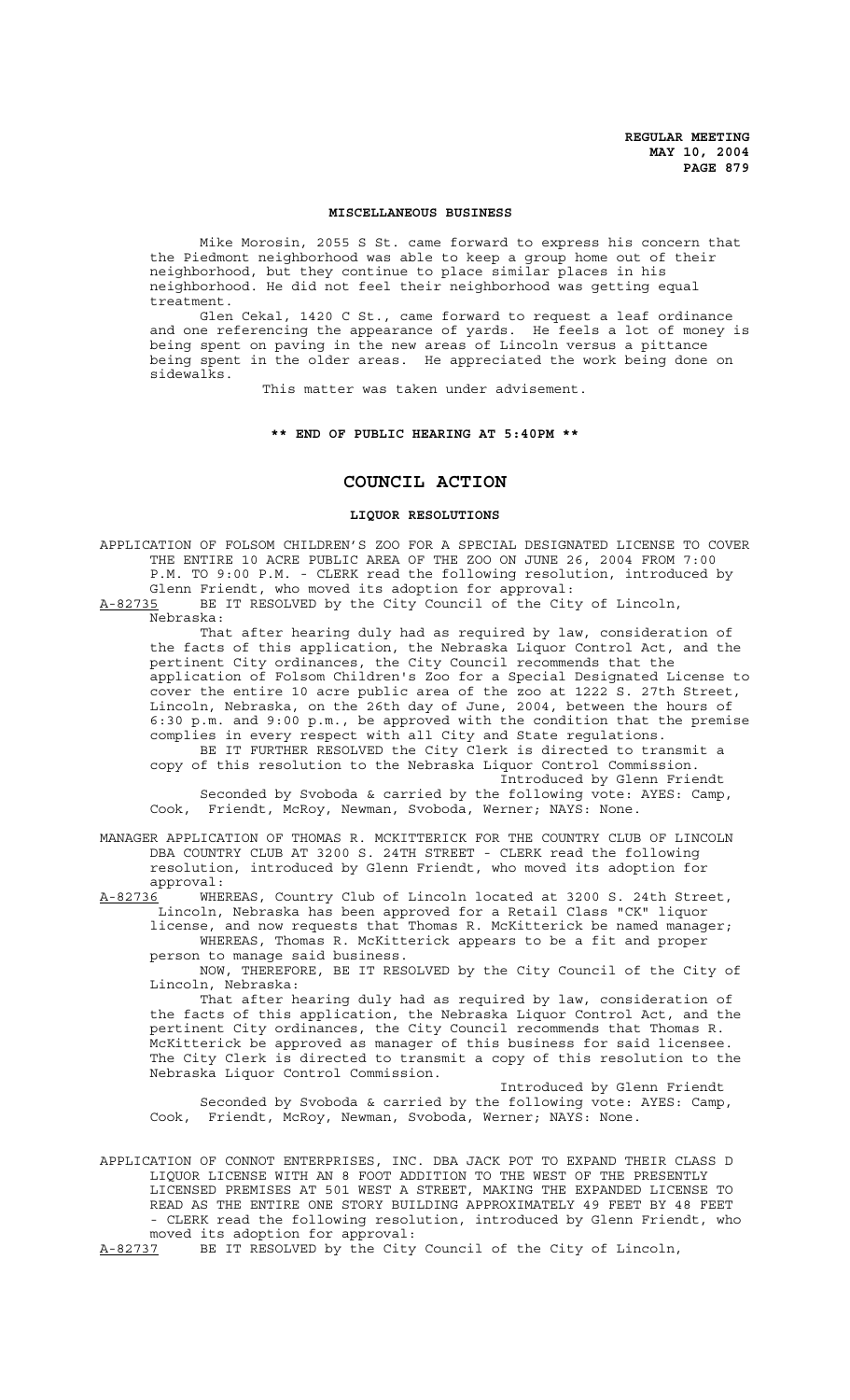## MISCELLANEOUS BUSINESS

Mike Morosin, 2055 S St. came forward to express his concern that the Piedmont neighborhood was able to keep a group home out of their neighborhood, but they continue to place similar places in his neighborhood. He did not feel their neighborhood was getting equal treatment.

Glen Cekal, 1420 C St., came forward to request a leaf ordinance and one referencing the appearance of yards. He feels a lot of money is being spent on paving in the new areas of Lincoln versus a pittance being spent in the older areas. He appreciated the work being done on sidewalks.

This matter was taken under advisement.

**\*\* END OF PUBLIC HEARING AT 5:40PM \*\***

# COUNCIL ACTION

## LIQUOR RESOLUTIONS

APPLICATION OF FOLSOM CHILDREN'S ZOO FOR A SPECIAL DESIGNATED LICENSE TO COVER THE ENTIRE 10 ACRE PUBLIC AREA OF THE ZOO ON JUNE 26, 2004 FROM 7:00 P.M. TO 9:00 P.M. - CLERK read the following resolution, introduced by Glenn Friendt, who moved its adoption for approval:

A-82735 BE IT RESOLVED by the City Council of the City of Lincoln, Nebraska:

That after hearing duly had as required by law, consideration of the facts of this application, the Nebraska Liquor Control Act, and the pertinent City ordinances, the City Council recommends that the application of Folsom Children's Zoo for a Special Designated License to cover the entire 10 acre public area of the zoo at 1222 S. 27th Street, Lincoln, Nebraska, on the 26th day of June, 2004, between the hours of 6:30 p.m. and 9:00 p.m., be approved with the condition that the premise complies in every respect with all City and State regulations.

BE IT FURTHER RESOLVED the City Clerk is directed to transmit a copy of this resolution to the Nebraska Liquor Control Commission.

Introduced by Glenn Friendt

Seconded by Svoboda & carried by the following vote: AYES: Camp, Cook, Friendt, McRoy, Newman, Svoboda, Werner; NAYS: None.

MANAGER APPLICATION OF THOMAS R. MCKITTERICK FOR THE COUNTRY CLUB OF LINCOLN DBA COUNTRY CLUB AT 3200 S. 24TH STREET - CLERK read the following resolution, introduced by Glenn Friendt, who moved its adoption for approval:

A-82736 WHEREAS, Country Club of Lincoln located at 3200 S. 24th Street, Lincoln, Nebraska has been approved for a Retail Class "CK" liquor license, and now requests that Thomas R. McKitterick be named manager;

WHEREAS, Thomas R. McKitterick appears to be a fit and proper person to manage said business.

NOW, THEREFORE, BE IT RESOLVED by the City Council of the City of Lincoln, Nebraska:

That after hearing duly had as required by law, consideration of the facts of this application, the Nebraska Liquor Control Act, and the pertinent City ordinances, the City Council recommends that Thomas R. McKitterick be approved as manager of this business for said licensee. The City Clerk is directed to transmit a copy of this resolution to the Nebraska Liquor Control Commission.

Introduced by Glenn Friendt

Seconded by Svoboda & carried by the following vote: AYES: Camp, Cook, Friendt, McRoy, Newman, Svoboda, Werner; NAYS: None.

APPLICATION OF CONNOT ENTERPRISES, INC. DBA JACK POT TO EXPAND THEIR CLASS D LIQUOR LICENSE WITH AN 8 FOOT ADDITION TO THE WEST OF THE PRESENTLY LICENSED PREMISES AT 501 WEST A STREET, MAKING THE EXPANDED LICENSE TO READ AS THE ENTIRE ONE STORY BUILDING APPROXIMATELY 49 FEET BY 48 FEET - CLERK read the following resolution, introduced by Glenn Friendt, who moved its adoption for approval:

A-82737 BE IT RESOLVED by the City Council of the City of Lincoln,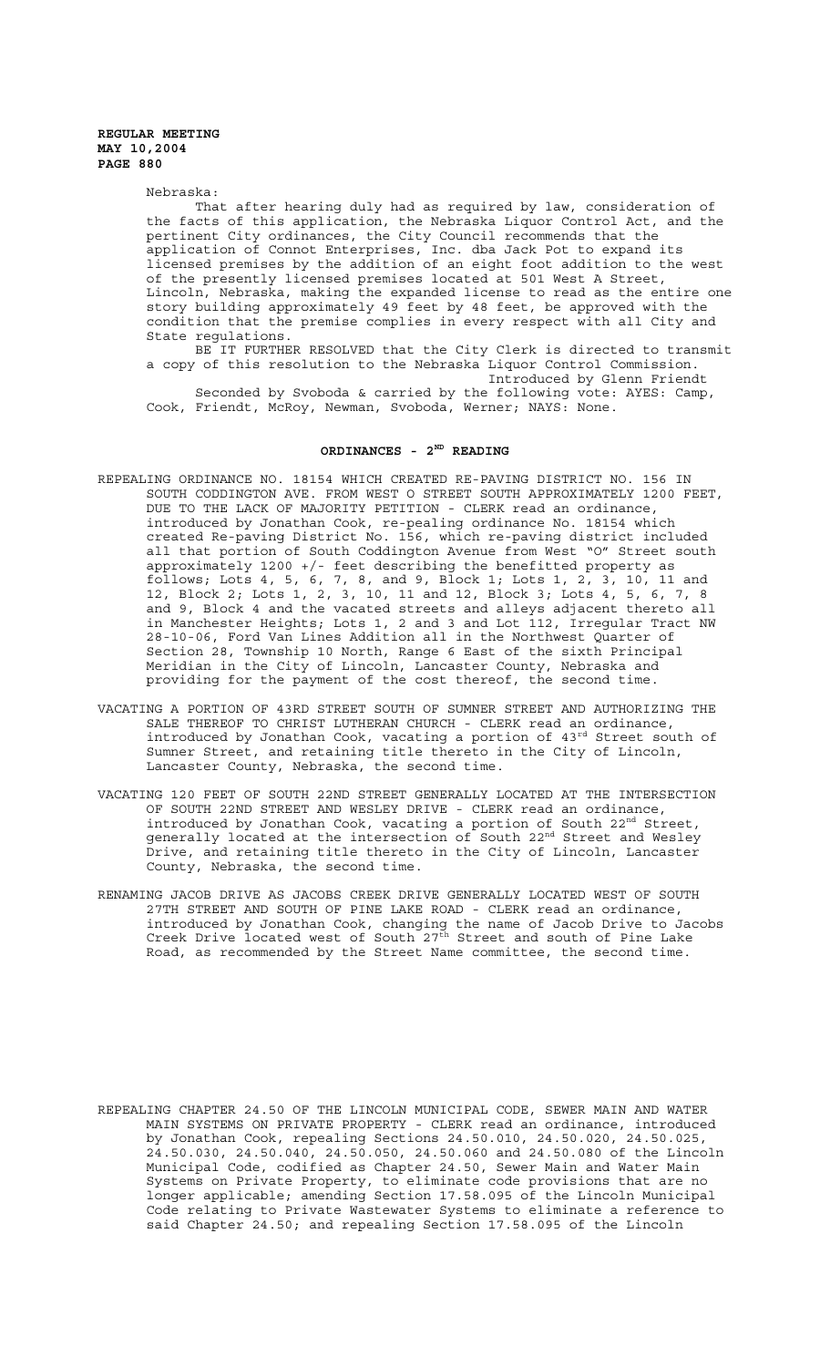Nebraska:

That after hearing duly had as required by law, consideration of the facts of this application, the Nebraska Liquor Control Act, and the pertinent City ordinances, the City Council recommends that the application of Connot Enterprises, Inc. dba Jack Pot to expand its licensed premises by the addition of an eight foot addition to the west of the presently licensed premises located at 501 West A Street, Lincoln, Nebraska, making the expanded license to read as the entire one story building approximately 49 feet by 48 feet, be approved with the condition that the premise complies in every respect with all City and State regulations.

BE IT FURTHER RESOLVED that the City Clerk is directed to transmit a copy of this resolution to the Nebraska Liquor Control Commission.

Introduced by Glenn Friendt

Seconded by Svoboda & carried by the following vote: AYES: Camp, Cook, Friendt, McRoy, Newman, Svoboda, Werner; NAYS: None.

## ORDINANCES - 2ND READING

REPEALING ORDINANCE NO. 18154 WHICH CREATED RE-PAVING DISTRICT NO. 156 IN SOUTH CODDINGTON AVE. FROM WEST O STREET SOUTH APPROXIMATELY 1200 FEET, DUE TO THE LACK OF MAJORITY PETITION - CLERK read an ordinance, introduced by Jonathan Cook, re-pealing ordinance No. 18154 which created Re-paving District No. 156, which re-paving district included all that portion of South Coddington Avenue from West "O" Street south approximately 1200 +/- feet describing the benefitted property as follows; Lots 4, 5, 6, 7, 8, and 9, Block 1; Lots 1, 2, 3, 10, 11 and 12, Block 2; Lots 1, 2, 3, 10, 11 and 12, Block 3; Lots 4, 5, 6, 7, 8 and 9, Block 4 and the vacated streets and alleys adjacent thereto all in Manchester Heights; Lots 1, 2 and 3 and Lot 112, Irregular Tract NW 28-10-06, Ford Van Lines Addition all in the Northwest Quarter of Section 28, Township 10 North, Range 6 East of the sixth Principal Meridian in the City of Lincoln, Lancaster County, Nebraska and providing for the payment of the cost thereof, the second time.

VACATING A PORTION OF 43RD STREET SOUTH OF SUMNER STREET AND AUTHORIZING THE SALE THEREOF TO CHRIST LUTHERAN CHURCH - CLERK read an ordinance, introduced by Jonathan Cook, vacating a portion of 43rd Street south of Sumner Street, and retaining title thereto in the City of Lincoln, Lancaster County, Nebraska, the second time.

VACATING 120 FEET OF SOUTH 22ND STREET GENERALLY LOCATED AT THE INTERSECTION OF SOUTH 22ND STREET AND WESLEY DRIVE - CLERK read an ordinance, introduced by Jonathan Cook, vacating a portion of South 22nd Street, generally located at the intersection of South 22nd Street and Wesley Drive, and retaining title thereto in the City of Lincoln, Lancaster County, Nebraska, the second time.

RENAMING JACOB DRIVE AS JACOBS CREEK DRIVE GENERALLY LOCATED WEST OF SOUTH 27TH STREET AND SOUTH OF PINE LAKE ROAD - CLERK read an ordinance, introduced by Jonathan Cook, changing the name of Jacob Drive to Jacobs Creek Drive located west of South 27th Street and south of Pine Lake Road, as recommended by the Street Name committee, the second time.

REPEALING CHAPTER 24.50 OF THE LINCOLN MUNICIPAL CODE, SEWER MAIN AND WATER MAIN SYSTEMS ON PRIVATE PROPERTY - CLERK read an ordinance, introduced by Jonathan Cook, repealing Sections 24.50.010, 24.50.020, 24.50.025, 24.50.030, 24.50.040, 24.50.050, 24.50.060 and 24.50.080 of the Lincoln Municipal Code, codified as Chapter 24.50, Sewer Main and Water Main Systems on Private Property, to eliminate code provisions that are no longer applicable; amending Section 17.58.095 of the Lincoln Municipal Code relating to Private Wastewater Systems to eliminate a reference to said Chapter 24.50; and repealing Section 17.58.095 of the Lincoln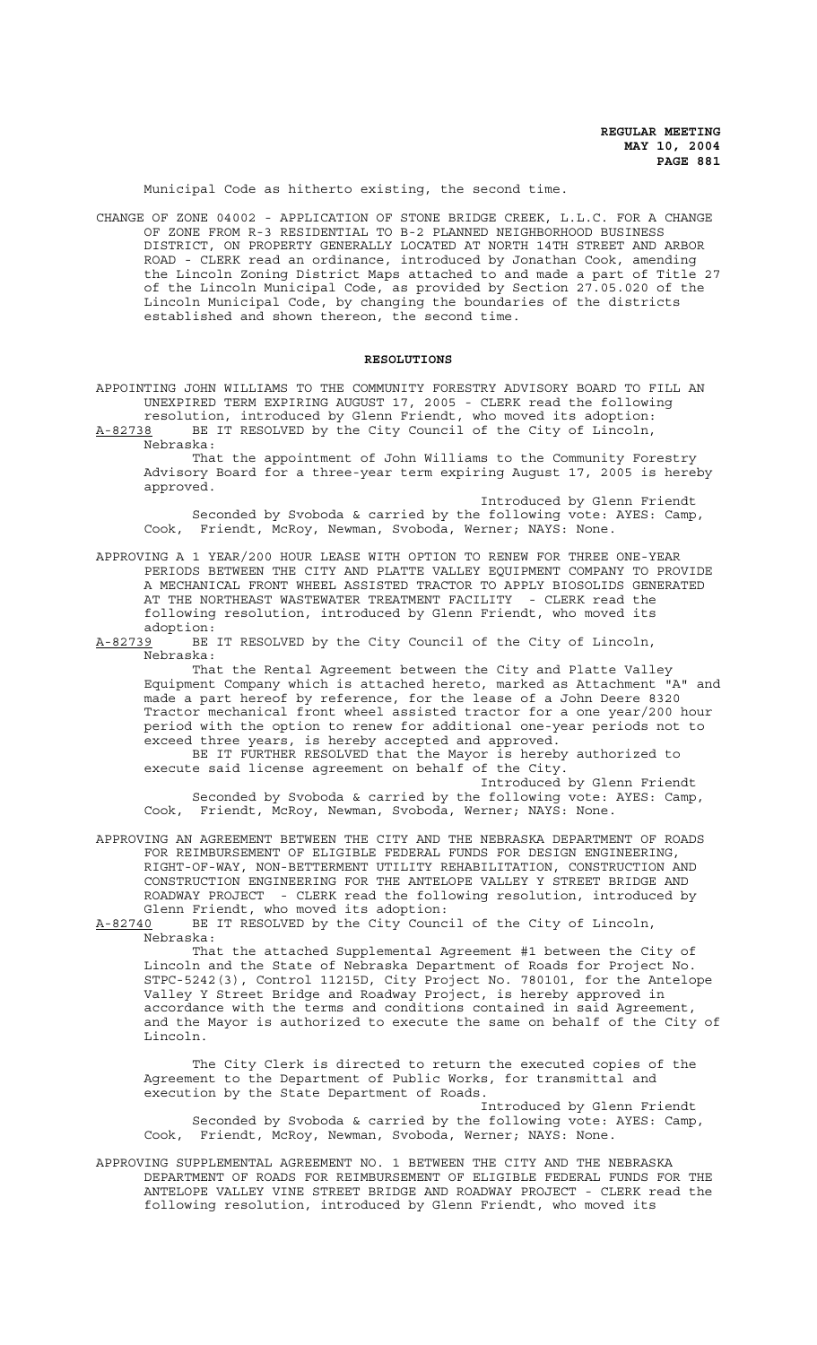Municipal Code as hitherto existing, the second time.

CHANGE OF ZONE 04002 - APPLICATION OF STONE BRIDGE CREEK, L.L.C. FOR A CHANGE OF ZONE FROM R-3 RESIDENTIAL TO B-2 PLANNED NEIGHBORHOOD BUSINESS DISTRICT, ON PROPERTY GENERALLY LOCATED AT NORTH 14TH STREET AND ARBOR ROAD - CLERK read an ordinance, introduced by Jonathan Cook, amending the Lincoln Zoning District Maps attached to and made a part of Title 27 of the Lincoln Municipal Code, as provided by Section 27.05.020 of the Lincoln Municipal Code, by changing the boundaries of the districts established and shown thereon, the second time.

**RESOLUTIONS**

APPOINTING JOHN WILLIAMS TO THE COMMUNITY FORESTRY ADVISORY BOARD TO FILL AN UNEXPIRED TERM EXPIRING AUGUST 17, 2005 - CLERK read the following resolution, introduced by Glenn Friendt, who moved its adoption:

A-82738 BE IT RESOLVED by the City Council of the City of Lincoln, Nebraska:

That the appointment of John Williams to the Community Forestry Advisory Board for a three-year term expiring August 17, 2005 is hereby approved.

Introduced by Glenn Friendt

Seconded by Svoboda & carried by the following vote: AYES: Camp, Cook, Friendt, McRoy, Newman, Svoboda, Werner; NAYS: None.

APPROVING A 1 YEAR/200 HOUR LEASE WITH OPTION TO RENEW FOR THREE ONE-YEAR PERIODS BETWEEN THE CITY AND PLATTE VALLEY EQUIPMENT COMPANY TO PROVIDE A MECHANICAL FRONT WHEEL ASSISTED TRACTOR TO APPLY BIOSOLIDS GENERATED AT THE NORTHEAST WASTEWATER TREATMENT FACILITY - CLERK read the following resolution, introduced by Glenn Friendt, who moved its adoption:

A-82739 BE IT RESOLVED by the City Council of the City of Lincoln, Nebraska:

That the Rental Agreement between the City and Platte Valley Equipment Company which is attached hereto, marked as Attachment "A" and made a part hereof by reference, for the lease of a John Deere 8320 Tractor mechanical front wheel assisted tractor for a one year/200 hour period with the option to renew for additional one-year periods not to exceed three years, is hereby accepted and approved.

BE IT FURTHER RESOLVED that the Mayor is hereby authorized to execute said license agreement on behalf of the City.

Introduced by Glenn Friendt

Seconded by Svoboda & carried by the following vote: AYES: Camp, Cook, Friendt, McRoy, Newman, Svoboda, Werner; NAYS: None.

APPROVING AN AGREEMENT BETWEEN THE CITY AND THE NEBRASKA DEPARTMENT OF ROADS FOR REIMBURSEMENT OF ELIGIBLE FEDERAL FUNDS FOR DESIGN ENGINEERING, RIGHT-OF-WAY, NON-BETTERMENT UTILITY REHABILITATION, CONSTRUCTION AND CONSTRUCTION ENGINEERING FOR THE ANTELOPE VALLEY Y STREET BRIDGE AND ROADWAY PROJECT - CLERK read the following resolution, introduced by Glenn Friendt, who moved its adoption:

A-82740 BE IT RESOLVED by the City Council of the City of Lincoln, Nebraska:

That the attached Supplemental Agreement #1 between the City of Lincoln and the State of Nebraska Department of Roads for Project No. STPC-5242(3), Control 11215D, City Project No. 780101, for the Antelope Valley Y Street Bridge and Roadway Project, is hereby approved in accordance with the terms and conditions contained in said Agreement, and the Mayor is authorized to execute the same on behalf of the City of Lincoln.

The City Clerk is directed to return the executed copies of the Agreement to the Department of Public Works, for transmittal and execution by the State Department of Roads.

Introduced by Glenn Friendt

Seconded by Svoboda & carried by the following vote: AYES: Camp, Cook, Friendt, McRoy, Newman, Svoboda, Werner; NAYS: None.

APPROVING SUPPLEMENTAL AGREEMENT NO. 1 BETWEEN THE CITY AND THE NEBRASKA DEPARTMENT OF ROADS FOR REIMBURSEMENT OF ELIGIBLE FEDERAL FUNDS FOR THE ANTELOPE VALLEY VINE STREET BRIDGE AND ROADWAY PROJECT - CLERK read the following resolution, introduced by Glenn Friendt, who moved its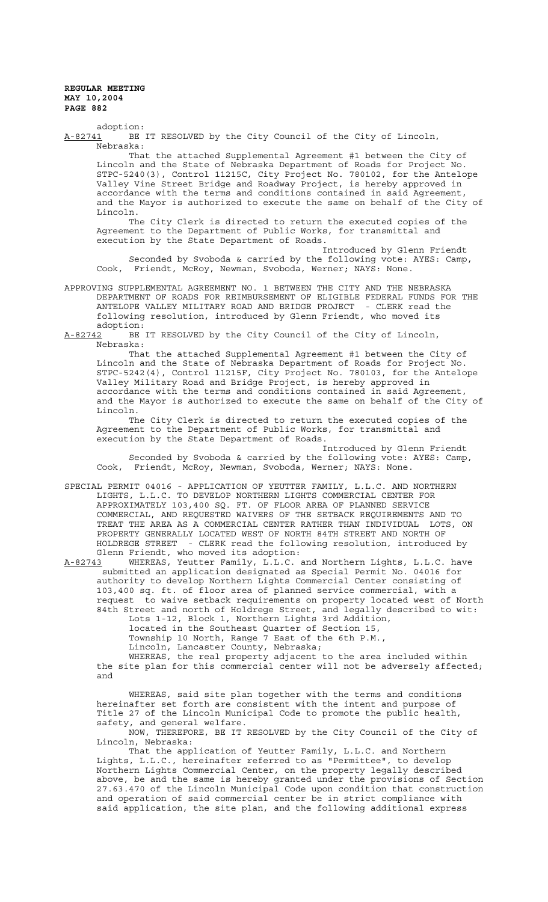adoption:

A-82741 BE IT RESOLVED by the City Council of the City of Lincoln, Nebraska:

That the attached Supplemental Agreement #1 between the City of Lincoln and the State of Nebraska Department of Roads for Project No. STPC-5240(3), Control 11215C, City Project No. 780102, for the Antelope Valley Vine Street Bridge and Roadway Project, is hereby approved in accordance with the terms and conditions contained in said Agreement, and the Mayor is authorized to execute the same on behalf of the City of Lincoln.

The City Clerk is directed to return the executed copies of the Agreement to the Department of Public Works, for transmittal and execution by the State Department of Roads.

Introduced by Glenn Friendt

Seconded by Svoboda & carried by the following vote: AYES: Camp, Cook, Friendt, McRoy, Newman, Svoboda, Werner; NAYS: None.

APPROVING SUPPLEMENTAL AGREEMENT NO. 1 BETWEEN THE CITY AND THE NEBRASKA DEPARTMENT OF ROADS FOR REIMBURSEMENT OF ELIGIBLE FEDERAL FUNDS FOR THE ANTELOPE VALLEY MILITARY ROAD AND BRIDGE PROJECT - CLERK read the following resolution, introduced by Glenn Friendt, who moved its adoption:

A-82742 BE IT RESOLVED by the City Council of the City of Lincoln, Nebraska:

That the attached Supplemental Agreement #1 between the City of Lincoln and the State of Nebraska Department of Roads for Project No. STPC-5242(4), Control 11215F, City Project No. 780103, for the Antelope Valley Military Road and Bridge Project, is hereby approved in accordance with the terms and conditions contained in said Agreement, and the Mayor is authorized to execute the same on behalf of the City of Lincoln.

The City Clerk is directed to return the executed copies of the Agreement to the Department of Public Works, for transmittal and execution by the State Department of Roads.

Introduced by Glenn Friendt

Seconded by Svoboda & carried by the following vote: AYES: Camp, Cook, Friendt, McRoy, Newman, Svoboda, Werner; NAYS: None.

SPECIAL PERMIT 04016 - APPLICATION OF YEUTTER FAMILY, L.L.C. AND NORTHERN LIGHTS, L.L.C. TO DEVELOP NORTHERN LIGHTS COMMERCIAL CENTER FOR APPROXIMATELY 103,400 SQ. FT. OF FLOOR AREA OF PLANNED SERVICE COMMERCIAL, AND REQUESTED WAIVERS OF THE SETBACK REQUIREMENTS AND TO TREAT THE AREA AS A COMMERCIAL CENTER RATHER THAN INDIVIDUAL LOTS, ON PROPERTY GENERALLY LOCATED WEST OF NORTH 84TH STREET AND NORTH OF HOLDREGE STREET - CLERK read the following resolution, introduced by Glenn Friendt, who moved its adoption:

A-82743 WHEREAS, Yeutter Family, L.L.C. and Northern Lights, L.L.C. have submitted an application designated as Special Permit No. 04016 for authority to develop Northern Lights Commercial Center consisting of 103,400 sq. ft. of floor area of planned service commercial, with a request to waive setback requirements on property located west of North 84th Street and north of Holdrege Street, and legally described to wit:

Lots 1-12, Block 1, Northern Lights 3rd Addition,
located in the Southeast Quarter of Section 15,
Township 10 North, Range 7 East of the 6th P.M.,
Lincoln, Lancaster County, Nebraska;

WHEREAS, the real property adjacent to the area included within the site plan for this commercial center will not be adversely affected; and

WHEREAS, said site plan together with the terms and conditions hereinafter set forth are consistent with the intent and purpose of Title 27 of the Lincoln Municipal Code to promote the public health, safety, and general welfare.

NOW, THEREFORE, BE IT RESOLVED by the City Council of the City of Lincoln, Nebraska:

That the application of Yeutter Family, L.L.C. and Northern Lights, L.L.C., hereinafter referred to as "Permittee", to develop Northern Lights Commercial Center, on the property legally described above, be and the same is hereby granted under the provisions of Section 27.63.470 of the Lincoln Municipal Code upon condition that construction and operation of said commercial center be in strict compliance with said application, the site plan, and the following additional express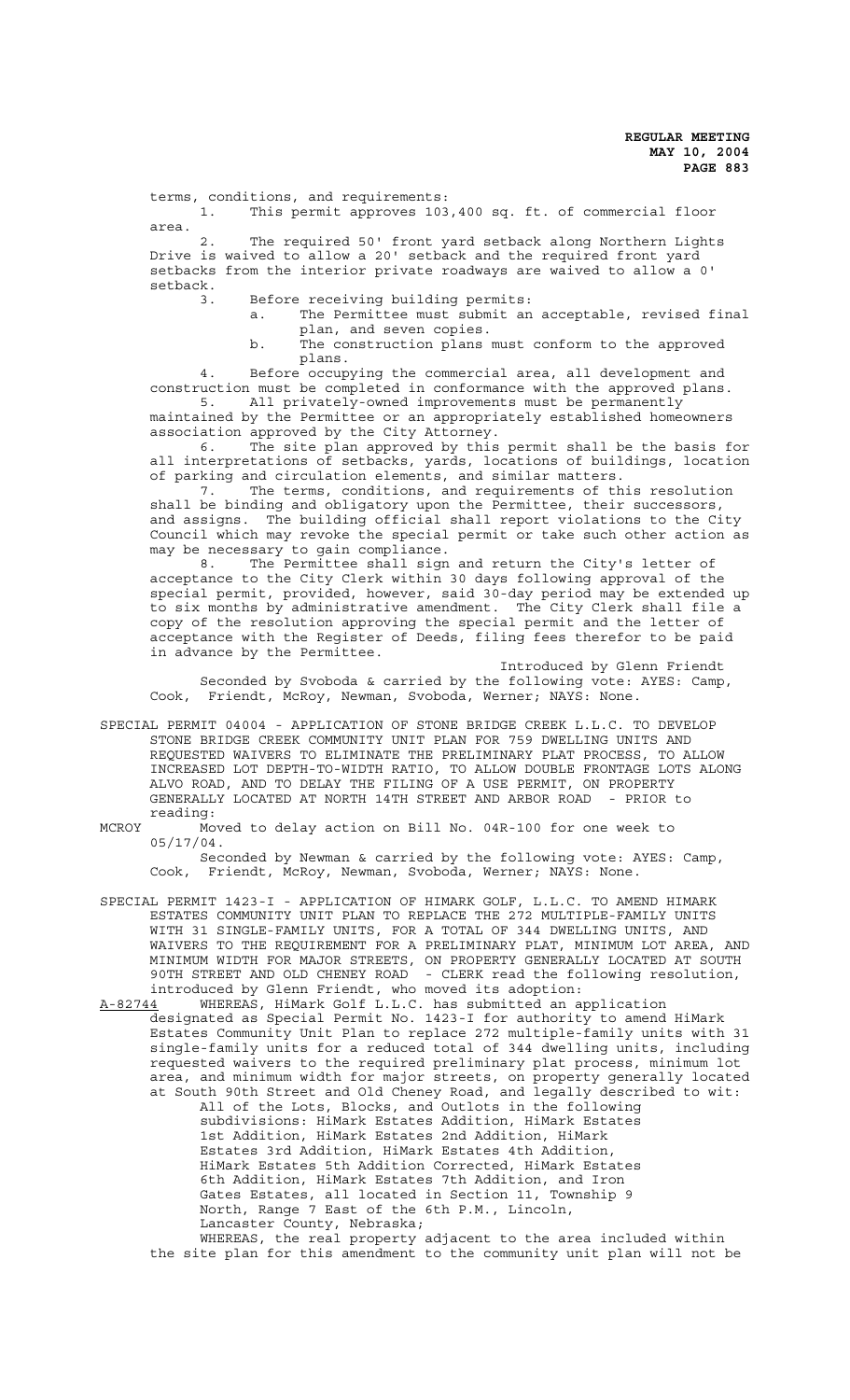terms, conditions, and requirements:

1. This permit approves 103,400 sq. ft. of commercial floor area.

2. The required 50' front yard setback along Northern Lights Drive is waived to allow a 20' setback and the required front yard setbacks from the interior private roadways are waived to allow a 0' setback.

3. Before receiving building permits:
   a. The Permittee must submit an acceptable, revised final plan, and seven copies.
   b. The construction plans must conform to the approved plans.

4. Before occupying the commercial area, all development and construction must be completed in conformance with the approved plans.

5. All privately-owned improvements must be permanently maintained by the Permittee or an appropriately established homeowners association approved by the City Attorney.

6. The site plan approved by this permit shall be the basis for all interpretations of setbacks, yards, locations of buildings, location of parking and circulation elements, and similar matters.

7. The terms, conditions, and requirements of this resolution shall be binding and obligatory upon the Permittee, their successors, and assigns. The building official shall report violations to the City Council which may revoke the special permit or take such other action as may be necessary to gain compliance.

8. The Permittee shall sign and return the City's letter of acceptance to the City Clerk within 30 days following approval of the special permit, provided, however, said 30-day period may be extended up to six months by administrative amendment. The City Clerk shall file a copy of the resolution approving the special permit and the letter of acceptance with the Register of Deeds, filing fees therefor to be paid in advance by the Permittee.

Introduced by Glenn Friendt

Seconded by Svoboda & carried by the following vote: AYES: Camp, Cook, Friendt, McRoy, Newman, Svoboda, Werner; NAYS: None.

SPECIAL PERMIT 04004 - APPLICATION OF STONE BRIDGE CREEK L.L.C. TO DEVELOP STONE BRIDGE CREEK COMMUNITY UNIT PLAN FOR 759 DWELLING UNITS AND REQUESTED WAIVERS TO ELIMINATE THE PRELIMINARY PLAT PROCESS, TO ALLOW INCREASED LOT DEPTH-TO-WIDTH RATIO, TO ALLOW DOUBLE FRONTAGE LOTS ALONG ALVO ROAD, AND TO DELAY THE FILING OF A USE PERMIT, ON PROPERTY GENERALLY LOCATED AT NORTH 14TH STREET AND ARBOR ROAD - PRIOR to reading:

MCROY Moved to delay action on Bill No. 04R-100 for one week to 05/17/04.

Seconded by Newman & carried by the following vote: AYES: Camp, Cook, Friendt, McRoy, Newman, Svoboda, Werner; NAYS: None.

SPECIAL PERMIT 1423-I - APPLICATION OF HIMARK GOLF, L.L.C. TO AMEND HIMARK ESTATES COMMUNITY UNIT PLAN TO REPLACE THE 272 MULTIPLE-FAMILY UNITS WITH 31 SINGLE-FAMILY UNITS, FOR A TOTAL OF 344 DWELLING UNITS, AND WAIVERS TO THE REQUIREMENT FOR A PRELIMINARY PLAT, MINIMUM LOT AREA, AND MINIMUM WIDTH FOR MAJOR STREETS, ON PROPERTY GENERALLY LOCATED AT SOUTH 90TH STREET AND OLD CHENEY ROAD - CLERK read the following resolution, introduced by Glenn Friendt, who moved its adoption:

A-82744 WHEREAS, HiMark Golf L.L.C. has submitted an application designated as Special Permit No. 1423-I for authority to amend HiMark Estates Community Unit Plan to replace 272 multiple-family units with 31 single-family units for a reduced total of 344 dwelling units, including requested waivers to the required preliminary plat process, minimum lot area, and minimum width for major streets, on property generally located at South 90th Street and Old Cheney Road, and legally described to wit:

All of the Lots, Blocks, and Outlots in the following subdivisions: HiMark Estates Addition, HiMark Estates 1st Addition, HiMark Estates 2nd Addition, HiMark Estates 3rd Addition, HiMark Estates 4th Addition, HiMark Estates 5th Addition Corrected, HiMark Estates 6th Addition, HiMark Estates 7th Addition, and Iron Gates Estates, all located in Section 11, Township 9 North, Range 7 East of the 6th P.M., Lincoln, Lancaster County, Nebraska;

WHEREAS, the real property adjacent to the area included within the site plan for this amendment to the community unit plan will not be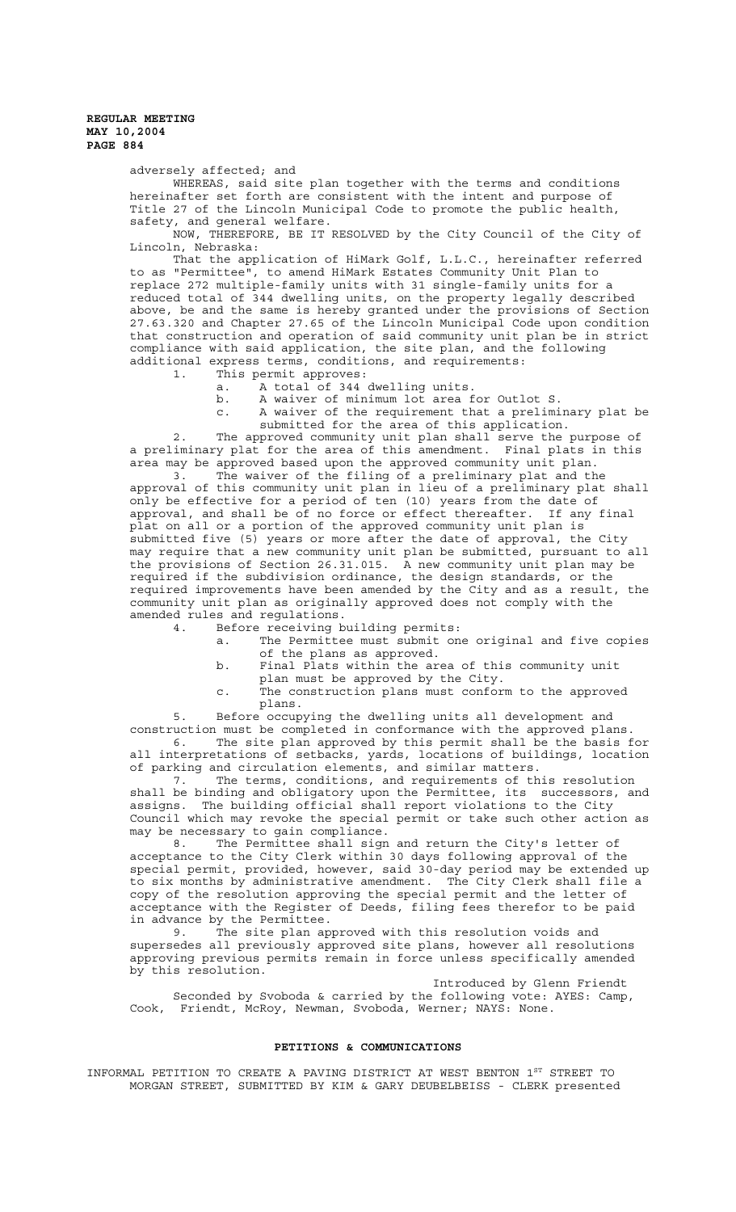adversely affected; and

WHEREAS, said site plan together with the terms and conditions hereinafter set forth are consistent with the intent and purpose of Title 27 of the Lincoln Municipal Code to promote the public health, safety, and general welfare.

NOW, THEREFORE, BE IT RESOLVED by the City Council of the City of Lincoln, Nebraska:

That the application of HiMark Golf, L.L.C., hereinafter referred to as "Permittee", to amend HiMark Estates Community Unit Plan to replace 272 multiple-family units with 31 single-family units for a reduced total of 344 dwelling units, on the property legally described above, be and the same is hereby granted under the provisions of Section 27.63.320 and Chapter 27.65 of the Lincoln Municipal Code upon condition that construction and operation of said community unit plan be in strict compliance with said application, the site plan, and the following additional express terms, conditions, and requirements:

1. This permit approves:
   a. A total of 344 dwelling units.
   b. A waiver of minimum lot area for Outlot S.
   c. A waiver of the requirement that a preliminary plat be submitted for the area of this application.
2. The approved community unit plan shall serve the purpose of a preliminary plat for the area of this amendment. Final plats in this area may be approved based upon the approved community unit plan.
3. The waiver of the filing of a preliminary plat and the approval of this community unit plan in lieu of a preliminary plat shall only be effective for a period of ten (10) years from the date of approval, and shall be of no force or effect thereafter. If any final plat on all or a portion of the approved community unit plan is submitted five (5) years or more after the date of approval, the City may require that a new community unit plan be submitted, pursuant to all the provisions of Section 26.31.015. A new community unit plan may be required if the subdivision ordinance, the design standards, or the required improvements have been amended by the City and as a result, the community unit plan as originally approved does not comply with the amended rules and regulations.
4. Before receiving building permits:
   a. The Permittee must submit one original and five copies of the plans as approved.
   b. Final Plats within the area of this community unit plan must be approved by the City.
   c. The construction plans must conform to the approved plans.
5. Before occupying the dwelling units all development and construction must be completed in conformance with the approved plans.
6. The site plan approved by this permit shall be the basis for all interpretations of setbacks, yards, locations of buildings, location of parking and circulation elements, and similar matters.
7. The terms, conditions, and requirements of this resolution shall be binding and obligatory upon the Permittee, its successors, and assigns. The building official shall report violations to the City Council which may revoke the special permit or take such other action as may be necessary to gain compliance.
8. The Permittee shall sign and return the City's letter of acceptance to the City Clerk within 30 days following approval of the special permit, provided, however, said 30-day period may be extended up to six months by administrative amendment. The City Clerk shall file a copy of the resolution approving the special permit and the letter of acceptance with the Register of Deeds, filing fees therefor to be paid in advance by the Permittee.
9. The site plan approved with this resolution voids and supersedes all previously approved site plans, however all resolutions approving previous permits remain in force unless specifically amended by this resolution.

Introduced by Glenn Friendt

Seconded by Svoboda & carried by the following vote: AYES: Camp, Cook, Friendt, McRoy, Newman, Svoboda, Werner; NAYS: None.

## PETITIONS & COMMUNICATIONS

INFORMAL PETITION TO CREATE A PAVING DISTRICT AT WEST BENTON 1ST STREET TO MORGAN STREET, SUBMITTED BY KIM & GARY DEUBELBEISS - CLERK presented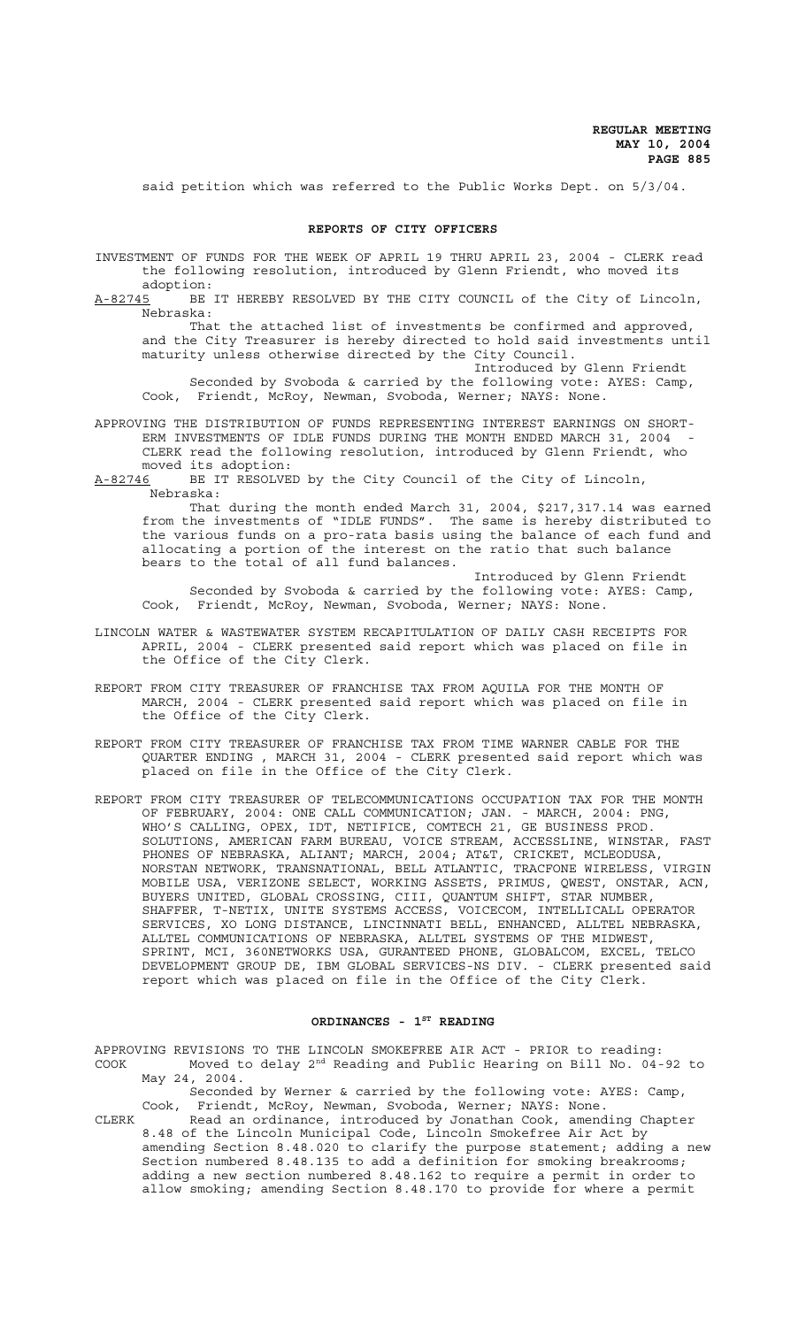said petition which was referred to the Public Works Dept. on 5/3/04.

## REPORTS OF CITY OFFICERS

INVESTMENT OF FUNDS FOR THE WEEK OF APRIL 19 THRU APRIL 23, 2004 - CLERK read the following resolution, introduced by Glenn Friendt, who moved its adoption:

A-82745 BE IT HEREBY RESOLVED BY THE CITY COUNCIL of the City of Lincoln, Nebraska:

That the attached list of investments be confirmed and approved, and the City Treasurer is hereby directed to hold said investments until maturity unless otherwise directed by the City Council.

Introduced by Glenn Friendt

Seconded by Svoboda & carried by the following vote: AYES: Camp, Cook, Friendt, McRoy, Newman, Svoboda, Werner; NAYS: None.

APPROVING THE DISTRIBUTION OF FUNDS REPRESENTING INTEREST EARNINGS ON SHORT-ERM INVESTMENTS OF IDLE FUNDS DURING THE MONTH ENDED MARCH 31, 2004 - CLERK read the following resolution, introduced by Glenn Friendt, who moved its adoption:

A-82746 BE IT RESOLVED by the City Council of the City of Lincoln, Nebraska:

That during the month ended March 31, 2004, $217,317.14 was earned from the investments of "IDLE FUNDS". The same is hereby distributed to the various funds on a pro-rata basis using the balance of each fund and allocating a portion of the interest on the ratio that such balance bears to the total of all fund balances.

Introduced by Glenn Friendt

Seconded by Svoboda & carried by the following vote: AYES: Camp, Cook, Friendt, McRoy, Newman, Svoboda, Werner; NAYS: None.

LINCOLN WATER & WASTEWATER SYSTEM RECAPITULATION OF DAILY CASH RECEIPTS FOR APRIL, 2004 - CLERK presented said report which was placed on file in the Office of the City Clerk.

REPORT FROM CITY TREASURER OF FRANCHISE TAX FROM AQUILA FOR THE MONTH OF MARCH, 2004 - CLERK presented said report which was placed on file in the Office of the City Clerk.

REPORT FROM CITY TREASURER OF FRANCHISE TAX FROM TIME WARNER CABLE FOR THE QUARTER ENDING , MARCH 31, 2004 - CLERK presented said report which was placed on file in the Office of the City Clerk.

REPORT FROM CITY TREASURER OF TELECOMMUNICATIONS OCCUPATION TAX FOR THE MONTH OF FEBRUARY, 2004: ONE CALL COMMUNICATION; JAN. - MARCH, 2004: PNG, WHO'S CALLING, OPEX, IDT, NETIFICE, COMTECH 21, GE BUSINESS PROD. SOLUTIONS, AMERICAN FARM BUREAU, VOICE STREAM, ACCESSLINE, WINSTAR, FAST PHONES OF NEBRASKA, ALIANT; MARCH, 2004; AT&T, CRICKET, MCLEODUSA, NORSTAN NETWORK, TRANSNATIONAL, BELL ATLANTIC, TRACFONE WIRELESS, VIRGIN MOBILE USA, VERIZONE SELECT, WORKING ASSETS, PRIMUS, QWEST, ONSTAR, ACN, BUYERS UNITED, GLOBAL CROSSING, CIII, QUANTUM SHIFT, STAR NUMBER, SHAFFER, T-NETIX, UNITE SYSTEMS ACCESS, VOICECOM, INTELLICALL OPERATOR SERVICES, XO LONG DISTANCE, LINCINNATI BELL, ENHANCED, ALLTEL NEBRASKA, ALLTEL COMMUNICATIONS OF NEBRASKA, ALLTEL SYSTEMS OF THE MIDWEST, SPRINT, MCI, 360NETWORKS USA, GURANTEED PHONE, GLOBALCOM, EXCEL, TELCO DEVELOPMENT GROUP DE, IBM GLOBAL SERVICES-NS DIV. - CLERK presented said report which was placed on file in the Office of the City Clerk.

## ORDINANCES - 1ST READING

APPROVING REVISIONS TO THE LINCOLN SMOKEFREE AIR ACT - PRIOR to reading:

COOK Moved to delay 2nd Reading and Public Hearing on Bill No. 04-92 to May 24, 2004.

Seconded by Werner & carried by the following vote: AYES: Camp, Cook, Friendt, McRoy, Newman, Svoboda, Werner; NAYS: None.

CLERK Read an ordinance, introduced by Jonathan Cook, amending Chapter 8.48 of the Lincoln Municipal Code, Lincoln Smokefree Air Act by amending Section 8.48.020 to clarify the purpose statement; adding a new Section numbered 8.48.135 to add a definition for smoking breakrooms; adding a new section numbered 8.48.162 to require a permit in order to allow smoking; amending Section 8.48.170 to provide for where a permit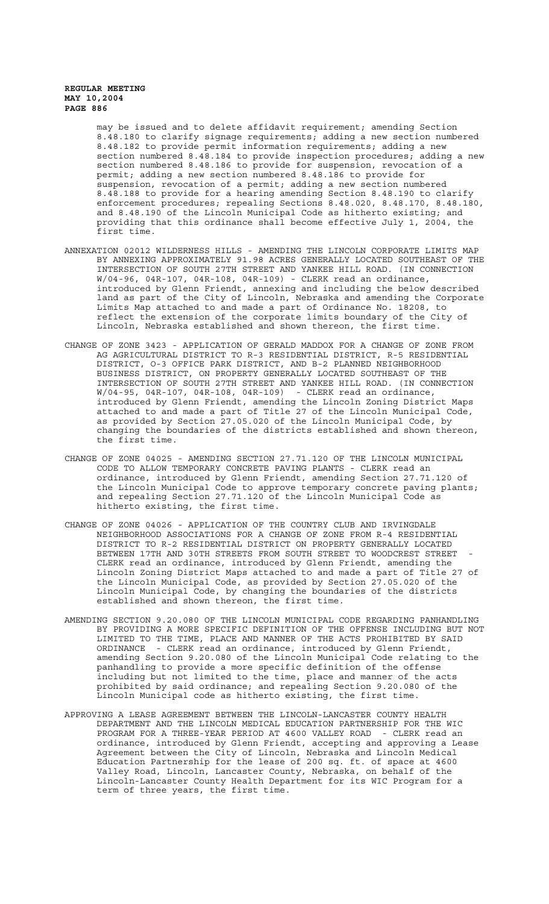may be issued and to delete affidavit requirement; amending Section 8.48.180 to clarify signage requirements; adding a new section numbered 8.48.182 to provide permit information requirements; adding a new section numbered 8.48.184 to provide inspection procedures; adding a new section numbered 8.48.186 to provide for suspension, revocation of a permit; adding a new section numbered 8.48.186 to provide for suspension, revocation of a permit; adding a new section numbered 8.48.188 to provide for a hearing amending Section 8.48.190 to clarify enforcement procedures; repealing Sections 8.48.020, 8.48.170, 8.48.180, and 8.48.190 of the Lincoln Municipal Code as hitherto existing; and providing that this ordinance shall become effective July 1, 2004, the first time.

ANNEXATION 02012 WILDERNESS HILLS - AMENDING THE LINCOLN CORPORATE LIMITS MAP BY ANNEXING APPROXIMATELY 91.98 ACRES GENERALLY LOCATED SOUTHEAST OF THE INTERSECTION OF SOUTH 27TH STREET AND YANKEE HILL ROAD. (IN CONNECTION W/04-96, 04R-107, 04R-108, 04R-109) - CLERK read an ordinance, introduced by Glenn Friendt, annexing and including the below described land as part of the City of Lincoln, Nebraska and amending the Corporate Limits Map attached to and made a part of Ordinance No. 18208, to reflect the extension of the corporate limits boundary of the City of Lincoln, Nebraska established and shown thereon, the first time.

CHANGE OF ZONE 3423 - APPLICATION OF GERALD MADDOX FOR A CHANGE OF ZONE FROM AG AGRICULTURAL DISTRICT TO R-3 RESIDENTIAL DISTRICT, R-5 RESIDENTIAL DISTRICT, O-3 OFFICE PARK DISTRICT, AND B-2 PLANNED NEIGHBORHOOD BUSINESS DISTRICT, ON PROPERTY GENERALLY LOCATED SOUTHEAST OF THE INTERSECTION OF SOUTH 27TH STREET AND YANKEE HILL ROAD. (IN CONNECTION W/04-95, 04R-107, 04R-108, 04R-109) - CLERK read an ordinance, introduced by Glenn Friendt, amending the Lincoln Zoning District Maps attached to and made a part of Title 27 of the Lincoln Municipal Code, as provided by Section 27.05.020 of the Lincoln Municipal Code, by changing the boundaries of the districts established and shown thereon, the first time.

CHANGE OF ZONE 04025 - AMENDING SECTION 27.71.120 OF THE LINCOLN MUNICIPAL CODE TO ALLOW TEMPORARY CONCRETE PAVING PLANTS - CLERK read an ordinance, introduced by Glenn Friendt, amending Section 27.71.120 of the Lincoln Municipal Code to approve temporary concrete paving plants; and repealing Section 27.71.120 of the Lincoln Municipal Code as hitherto existing, the first time.

CHANGE OF ZONE 04026 - APPLICATION OF THE COUNTRY CLUB AND IRVINGDALE NEIGHBORHOOD ASSOCIATIONS FOR A CHANGE OF ZONE FROM R-4 RESIDENTIAL DISTRICT TO R-2 RESIDENTIAL DISTRICT ON PROPERTY GENERALLY LOCATED BETWEEN 17TH AND 30TH STREETS FROM SOUTH STREET TO WOODCREST STREET - CLERK read an ordinance, introduced by Glenn Friendt, amending the Lincoln Zoning District Maps attached to and made a part of Title 27 of the Lincoln Municipal Code, as provided by Section 27.05.020 of the Lincoln Municipal Code, by changing the boundaries of the districts established and shown thereon, the first time.

AMENDING SECTION 9.20.080 OF THE LINCOLN MUNICIPAL CODE REGARDING PANHANDLING BY PROVIDING A MORE SPECIFIC DEFINITION OF THE OFFENSE INCLUDING BUT NOT LIMITED TO THE TIME, PLACE AND MANNER OF THE ACTS PROHIBITED BY SAID ORDINANCE - CLERK read an ordinance, introduced by Glenn Friendt, amending Section 9.20.080 of the Lincoln Municipal Code relating to the panhandling to provide a more specific definition of the offense including but not limited to the time, place and manner of the acts prohibited by said ordinance; and repealing Section 9.20.080 of the Lincoln Municipal code as hitherto existing, the first time.

APPROVING A LEASE AGREEMENT BETWEEN THE LINCOLN-LANCASTER COUNTY HEALTH DEPARTMENT AND THE LINCOLN MEDICAL EDUCATION PARTNERSHIP FOR THE WIC PROGRAM FOR A THREE-YEAR PERIOD AT 4600 VALLEY ROAD - CLERK read an ordinance, introduced by Glenn Friendt, accepting and approving a Lease Agreement between the City of Lincoln, Nebraska and Lincoln Medical Education Partnership for the lease of 200 sq. ft. of space at 4600 Valley Road, Lincoln, Lancaster County, Nebraska, on behalf of the Lincoln-Lancaster County Health Department for its WIC Program for a term of three years, the first time.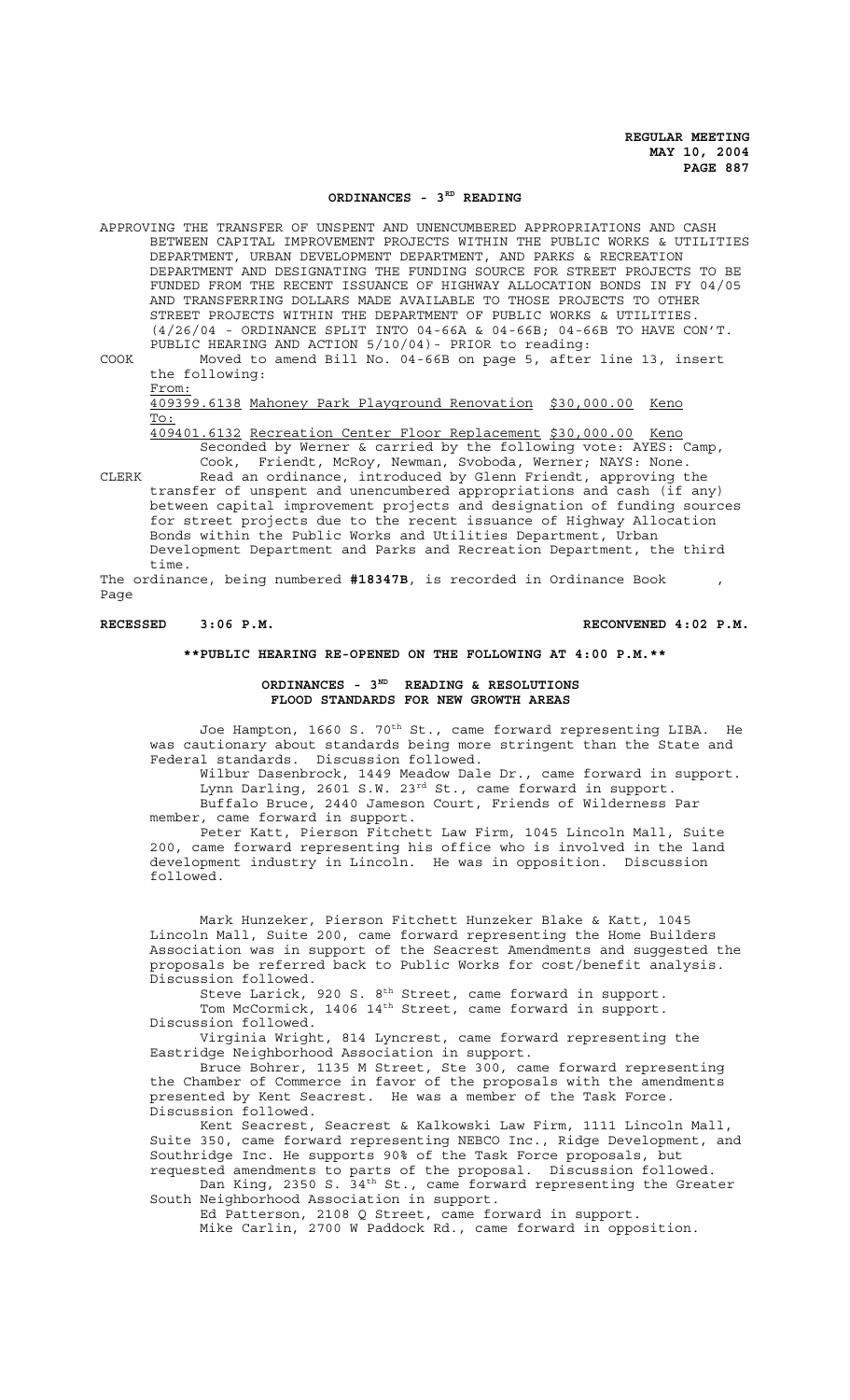## ORDINANCES - 3[RD] READING

APPROVING THE TRANSFER OF UNSPENT AND UNENCUMBERED APPROPRIATIONS AND CASH BETWEEN CAPITAL IMPROVEMENT PROJECTS WITHIN THE PUBLIC WORKS & UTILITIES DEPARTMENT, URBAN DEVELOPMENT DEPARTMENT, AND PARKS & RECREATION DEPARTMENT AND DESIGNATING THE FUNDING SOURCE FOR STREET PROJECTS TO BE FUNDED FROM THE RECENT ISSUANCE OF HIGHWAY ALLOCATION BONDS IN FY 04/05 AND TRANSFERRING DOLLARS MADE AVAILABLE TO THOSE PROJECTS TO OTHER STREET PROJECTS WITHIN THE DEPARTMENT OF PUBLIC WORKS & UTILITIES. (4/26/04 - ORDINANCE SPLIT INTO 04-66A & 04-66B; 04-66B TO HAVE CON'T. PUBLIC HEARING AND ACTION 5/10/04)- PRIOR to reading:

COOK Moved to amend Bill No. 04-66B on page 5, after line 13, insert the following:

From:
409399.6138 Mahoney Park Playground Renovation $30,000.00 Keno
To:
409401.6132 Recreation Center Floor Replacement $30,000.00 Keno

Seconded by Werner & carried by the following vote: AYES: Camp, Cook, Friendt, McRoy, Newman, Svoboda, Werner; NAYS: None.

CLERK Read an ordinance, introduced by Glenn Friendt, approving the transfer of unspent and unencumbered appropriations and cash (if any) between capital improvement projects and designation of funding sources for street projects due to the recent issuance of Highway Allocation Bonds within the Public Works and Utilities Department, Urban Development Department and Parks and Recreation Department, the third time.

The ordinance, being numbered **#18347B**, is recorded in Ordinance Book , Page

**RECESSED 3:06 P.M. RECONVENED 4:02 P.M.**

**\*\*PUBLIC HEARING RE-OPENED ON THE FOLLOWING AT 4:00 P.M.\*\***

### ORDINANCES - 3[RD] READING & RESOLUTIONS
### FLOOD STANDARDS FOR NEW GROWTH AREAS

Joe Hampton, 1660 S. 70[th] St., came forward representing LIBA. He was cautionary about standards being more stringent than the State and Federal standards. Discussion followed.

Wilbur Dasenbrock, 1449 Meadow Dale Dr., came forward in support.

Lynn Darling, 2601 S.W. 23[rd] St., came forward in support.

Buffalo Bruce, 2440 Jameson Court, Friends of Wilderness Par member, came forward in support.

Peter Katt, Pierson Fitchett Law Firm, 1045 Lincoln Mall, Suite 200, came forward representing his office who is involved in the land development industry in Lincoln. He was in opposition. Discussion followed.

Mark Hunzeker, Pierson Fitchett Hunzeker Blake & Katt, 1045 Lincoln Mall, Suite 200, came forward representing the Home Builders Association was in support of the Seacrest Amendments and suggested the proposals be referred back to Public Works for cost/benefit analysis. Discussion followed.

Steve Larick, 920 S. 8[th] Street, came forward in support.

Tom McCormick, 1406 14[th] Street, came forward in support. Discussion followed.

Virginia Wright, 814 Lyncrest, came forward representing the Eastridge Neighborhood Association in support.

Bruce Bohrer, 1135 M Street, Ste 300, came forward representing the Chamber of Commerce in favor of the proposals with the amendments presented by Kent Seacrest. He was a member of the Task Force. Discussion followed.

Kent Seacrest, Seacrest & Kalkowski Law Firm, 1111 Lincoln Mall, Suite 350, came forward representing NEBCO Inc., Ridge Development, and Southridge Inc. He supports 90% of the Task Force proposals, but requested amendments to parts of the proposal. Discussion followed.

Dan King, 2350 S. 34[th] St., came forward representing the Greater South Neighborhood Association in support.

Ed Patterson, 2108 Q Street, came forward in support.

Mike Carlin, 2700 W Paddock Rd., came forward in opposition.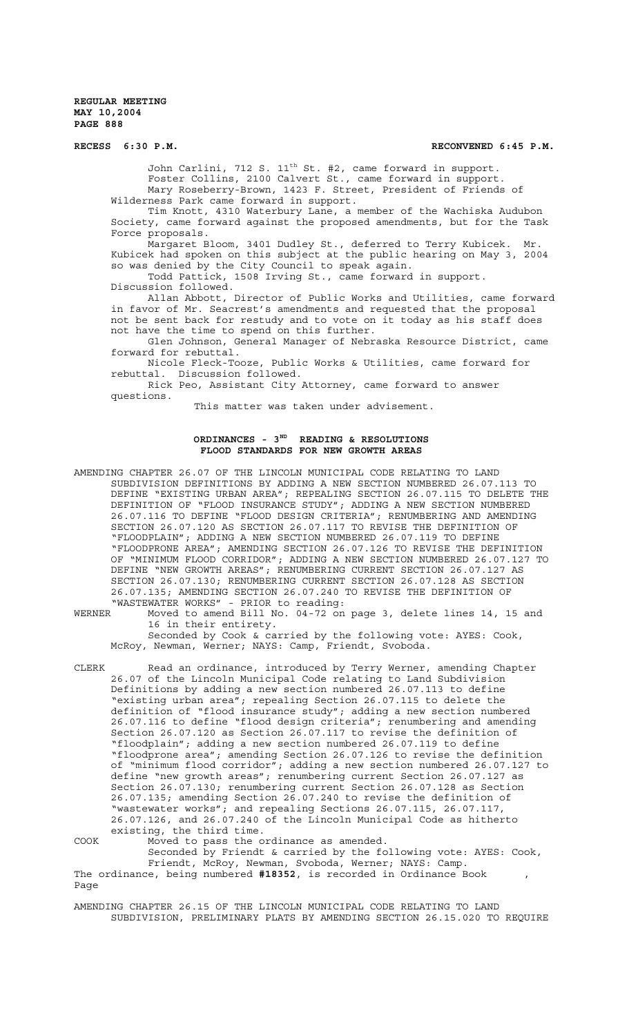**RECESS 6:30 P.M. RECONVENED 6:45 P.M.**

John Carlini, 712 S. 11th St. #2, came forward in support.

Foster Collins, 2100 Calvert St., came forward in support.

Mary Roseberry-Brown, 1423 F. Street, President of Friends of Wilderness Park came forward in support.

Tim Knott, 4310 Waterbury Lane, a member of the Wachiska Audubon Society, came forward against the proposed amendments, but for the Task Force proposals.

Margaret Bloom, 3401 Dudley St., deferred to Terry Kubicek. Mr. Kubicek had spoken on this subject at the public hearing on May 3, 2004 so was denied by the City Council to speak again.

Todd Pattick, 1508 Irving St., came forward in support.

Discussion followed.

Allan Abbott, Director of Public Works and Utilities, came forward in favor of Mr. Seacrest's amendments and requested that the proposal not be sent back for restudy and to vote on it today as his staff does not have the time to spend on this further.

Glen Johnson, General Manager of Nebraska Resource District, came forward for rebuttal.

Nicole Fleck-Tooze, Public Works & Utilities, came forward for rebuttal. Discussion followed.

Rick Peo, Assistant City Attorney, came forward to answer questions.

This matter was taken under advisement.

## ORDINANCES - 3RD READING & RESOLUTIONS
## FLOOD STANDARDS FOR NEW GROWTH AREAS

AMENDING CHAPTER 26.07 OF THE LINCOLN MUNICIPAL CODE RELATING TO LAND SUBDIVISION DEFINITIONS BY ADDING A NEW SECTION NUMBERED 26.07.113 TO DEFINE "EXISTING URBAN AREA"; REPEALING SECTION 26.07.115 TO DELETE THE DEFINITION OF "FLOOD INSURANCE STUDY"; ADDING A NEW SECTION NUMBERED 26.07.116 TO DEFINE "FLOOD DESIGN CRITERIA"; RENUMBERING AND AMENDING SECTION 26.07.120 AS SECTION 26.07.117 TO REVISE THE DEFINITION OF "FLOODPLAIN"; ADDING A NEW SECTION NUMBERED 26.07.119 TO DEFINE "FLOODPRONE AREA"; AMENDING SECTION 26.07.126 TO REVISE THE DEFINITION OF "MINIMUM FLOOD CORRIDOR"; ADDING A NEW SECTION NUMBERED 26.07.127 TO DEFINE "NEW GROWTH AREAS"; RENUMBERING CURRENT SECTION 26.07.127 AS SECTION 26.07.130; RENUMBERING CURRENT SECTION 26.07.128 AS SECTION 26.07.135; AMENDING SECTION 26.07.240 TO REVISE THE DEFINITION OF "WASTEWATER WORKS" - PRIOR to reading:

WERNER Moved to amend Bill No. 04-72 on page 3, delete lines 14, 15 and 16 in their entirety.

Seconded by Cook & carried by the following vote: AYES: Cook, McRoy, Newman, Werner; NAYS: Camp, Friendt, Svoboda.

CLERK Read an ordinance, introduced by Terry Werner, amending Chapter 26.07 of the Lincoln Municipal Code relating to Land Subdivision Definitions by adding a new section numbered 26.07.113 to define "existing urban area"; repealing Section 26.07.115 to delete the definition of "flood insurance study"; adding a new section numbered 26.07.116 to define "flood design criteria"; renumbering and amending Section 26.07.120 as Section 26.07.117 to revise the definition of "floodplain"; adding a new section numbered 26.07.119 to define "floodprone area"; amending Section 26.07.126 to revise the definition of "minimum flood corridor"; adding a new section numbered 26.07.127 to define "new growth areas"; renumbering current Section 26.07.127 as Section 26.07.130; renumbering current Section 26.07.128 as Section 26.07.135; amending Section 26.07.240 to revise the definition of "wastewater works"; and repealing Sections 26.07.115, 26.07.117, 26.07.126, and 26.07.240 of the Lincoln Municipal Code as hitherto existing, the third time.

COOK Moved to pass the ordinance as amended.

Seconded by Friendt & carried by the following vote: AYES: Cook, Friendt, McRoy, Newman, Svoboda, Werner; NAYS: Camp.

The ordinance, being numbered **#18352**, is recorded in Ordinance Book , Page

AMENDING CHAPTER 26.15 OF THE LINCOLN MUNICIPAL CODE RELATING TO LAND SUBDIVISION, PRELIMINARY PLATS BY AMENDING SECTION 26.15.020 TO REQUIRE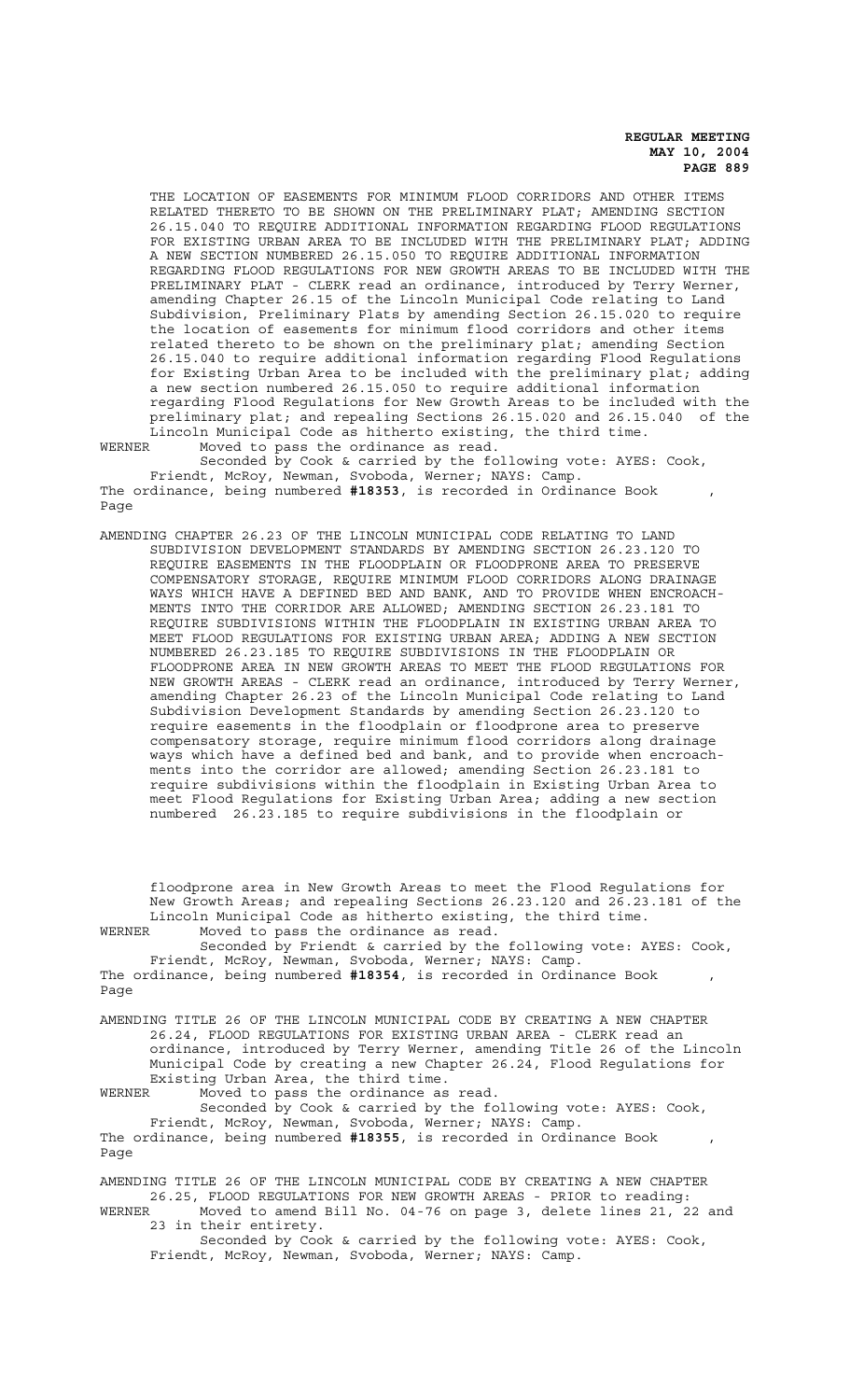THE LOCATION OF EASEMENTS FOR MINIMUM FLOOD CORRIDORS AND OTHER ITEMS RELATED THERETO TO BE SHOWN ON THE PRELIMINARY PLAT; AMENDING SECTION 26.15.040 TO REQUIRE ADDITIONAL INFORMATION REGARDING FLOOD REGULATIONS FOR EXISTING URBAN AREA TO BE INCLUDED WITH THE PRELIMINARY PLAT; ADDING A NEW SECTION NUMBERED 26.15.050 TO REQUIRE ADDITIONAL INFORMATION REGARDING FLOOD REGULATIONS FOR NEW GROWTH AREAS TO BE INCLUDED WITH THE PRELIMINARY PLAT - CLERK read an ordinance, introduced by Terry Werner, amending Chapter 26.15 of the Lincoln Municipal Code relating to Land Subdivision, Preliminary Plats by amending Section 26.15.020 to require the location of easements for minimum flood corridors and other items related thereto to be shown on the preliminary plat; amending Section 26.15.040 to require additional information regarding Flood Regulations for Existing Urban Area to be included with the preliminary plat; adding a new section numbered 26.15.050 to require additional information regarding Flood Regulations for New Growth Areas to be included with the preliminary plat; and repealing Sections 26.15.020 and 26.15.040 of the Lincoln Municipal Code as hitherto existing, the third time.

WERNER Moved to pass the ordinance as read.

Seconded by Cook & carried by the following vote: AYES: Cook, Friendt, McRoy, Newman, Svoboda, Werner; NAYS: Camp.

The ordinance, being numbered **#18353**, is recorded in Ordinance Book , Page

AMENDING CHAPTER 26.23 OF THE LINCOLN MUNICIPAL CODE RELATING TO LAND SUBDIVISION DEVELOPMENT STANDARDS BY AMENDING SECTION 26.23.120 TO REQUIRE EASEMENTS IN THE FLOODPLAIN OR FLOODPRONE AREA TO PRESERVE COMPENSATORY STORAGE, REQUIRE MINIMUM FLOOD CORRIDORS ALONG DRAINAGE WAYS WHICH HAVE A DEFINED BED AND BANK, AND TO PROVIDE WHEN ENCROACHMENTS INTO THE CORRIDOR ARE ALLOWED; AMENDING SECTION 26.23.181 TO REQUIRE SUBDIVISIONS WITHIN THE FLOODPLAIN IN EXISTING URBAN AREA TO MEET FLOOD REGULATIONS FOR EXISTING URBAN AREA; ADDING A NEW SECTION NUMBERED 26.23.185 TO REQUIRE SUBDIVISIONS IN THE FLOODPLAIN OR FLOODPRONE AREA IN NEW GROWTH AREAS TO MEET THE FLOOD REGULATIONS FOR NEW GROWTH AREAS - CLERK read an ordinance, introduced by Terry Werner, amending Chapter 26.23 of the Lincoln Municipal Code relating to Land Subdivision Development Standards by amending Section 26.23.120 to require easements in the floodplain or floodprone area to preserve compensatory storage, require minimum flood corridors along drainage ways which have a defined bed and bank, and to provide when encroachments into the corridor are allowed; amending Section 26.23.181 to require subdivisions within the floodplain in Existing Urban Area to meet Flood Regulations for Existing Urban Area; adding a new section numbered 26.23.185 to require subdivisions in the floodplain or floodprone area in New Growth Areas to meet the Flood Regulations for New Growth Areas; and repealing Sections 26.23.120 and 26.23.181 of the Lincoln Municipal Code as hitherto existing, the third time.

WERNER Moved to pass the ordinance as read.

Seconded by Friendt & carried by the following vote: AYES: Cook, Friendt, McRoy, Newman, Svoboda, Werner; NAYS: Camp.

The ordinance, being numbered **#18354**, is recorded in Ordinance Book , Page

AMENDING TITLE 26 OF THE LINCOLN MUNICIPAL CODE BY CREATING A NEW CHAPTER 26.24, FLOOD REGULATIONS FOR EXISTING URBAN AREA - CLERK read an ordinance, introduced by Terry Werner, amending Title 26 of the Lincoln Municipal Code by creating a new Chapter 26.24, Flood Regulations for Existing Urban Area, the third time.

WERNER Moved to pass the ordinance as read.

Seconded by Cook & carried by the following vote: AYES: Cook, Friendt, McRoy, Newman, Svoboda, Werner; NAYS: Camp.

The ordinance, being numbered **#18355**, is recorded in Ordinance Book , Page

AMENDING TITLE 26 OF THE LINCOLN MUNICIPAL CODE BY CREATING A NEW CHAPTER 26.25, FLOOD REGULATIONS FOR NEW GROWTH AREAS - PRIOR to reading:

WERNER Moved to amend Bill No. 04-76 on page 3, delete lines 21, 22 and 23 in their entirety.

Seconded by Cook & carried by the following vote: AYES: Cook, Friendt, McRoy, Newman, Svoboda, Werner; NAYS: Camp.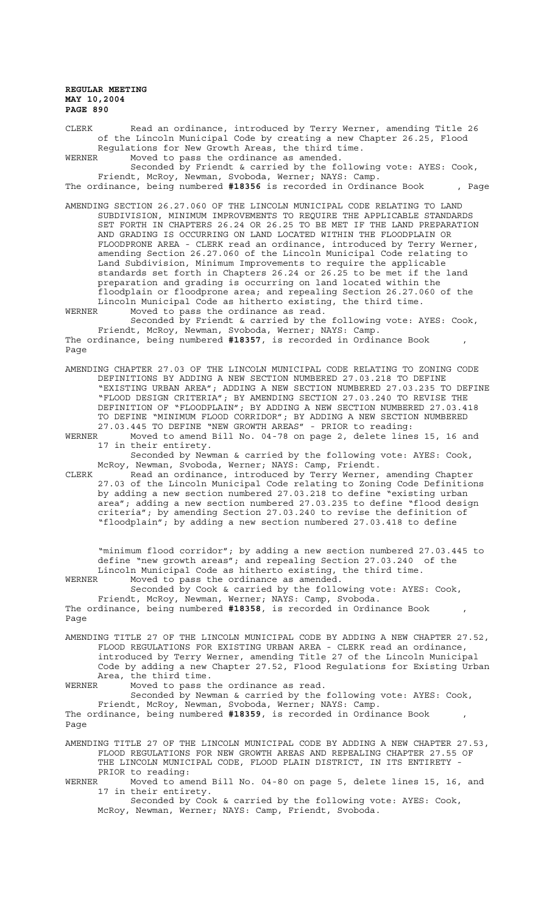CLERK Read an ordinance, introduced by Terry Werner, amending Title 26 of the Lincoln Municipal Code by creating a new Chapter 26.25, Flood Regulations for New Growth Areas, the third time.

WERNER Moved to pass the ordinance as amended.

Seconded by Friendt & carried by the following vote: AYES: Cook, Friendt, McRoy, Newman, Svoboda, Werner; NAYS: Camp.

The ordinance, being numbered **#18356** is recorded in Ordinance Book , Page

AMENDING SECTION 26.27.060 OF THE LINCOLN MUNICIPAL CODE RELATING TO LAND SUBDIVISION, MINIMUM IMPROVEMENTS TO REQUIRE THE APPLICABLE STANDARDS SET FORTH IN CHAPTERS 26.24 OR 26.25 TO BE MET IF THE LAND PREPARATION AND GRADING IS OCCURRING ON LAND LOCATED WITHIN THE FLOODPLAIN OR FLOODPRONE AREA - CLERK read an ordinance, introduced by Terry Werner, amending Section 26.27.060 of the Lincoln Municipal Code relating to Land Subdivision, Minimum Improvements to require the applicable standards set forth in Chapters 26.24 or 26.25 to be met if the land preparation and grading is occurring on land located within the floodplain or floodprone area; and repealing Section 26.27.060 of the Lincoln Municipal Code as hitherto existing, the third time.

WERNER Moved to pass the ordinance as read.

Seconded by Friendt & carried by the following vote: AYES: Cook, Friendt, McRoy, Newman, Svoboda, Werner; NAYS: Camp.

The ordinance, being numbered **#18357**, is recorded in Ordinance Book , Page

AMENDING CHAPTER 27.03 OF THE LINCOLN MUNICIPAL CODE RELATING TO ZONING CODE DEFINITIONS BY ADDING A NEW SECTION NUMBERED 27.03.218 TO DEFINE "EXISTING URBAN AREA"; ADDING A NEW SECTION NUMBERED 27.03.235 TO DEFINE "FLOOD DESIGN CRITERIA"; BY AMENDING SECTION 27.03.240 TO REVISE THE DEFINITION OF "FLOODPLAIN"; BY ADDING A NEW SECTION NUMBERED 27.03.418 TO DEFINE "MINIMUM FLOOD CORRIDOR"; BY ADDING A NEW SECTION NUMBERED 27.03.445 TO DEFINE "NEW GROWTH AREAS" - PRIOR to reading:

WERNER Moved to amend Bill No. 04-78 on page 2, delete lines 15, 16 and 17 in their entirety.

Seconded by Newman & carried by the following vote: AYES: Cook, McRoy, Newman, Svoboda, Werner; NAYS: Camp, Friendt.

CLERK Read an ordinance, introduced by Terry Werner, amending Chapter 27.03 of the Lincoln Municipal Code relating to Zoning Code Definitions by adding a new section numbered 27.03.218 to define "existing urban area"; adding a new section numbered 27.03.235 to define "flood design criteria"; by amending Section 27.03.240 to revise the definition of "floodplain"; by adding a new section numbered 27.03.418 to define "minimum flood corridor"; by adding a new section numbered 27.03.445 to define "new growth areas"; and repealing Section 27.03.240 of the Lincoln Municipal Code as hitherto existing, the third time.

WERNER Moved to pass the ordinance as amended.

Seconded by Cook & carried by the following vote: AYES: Cook, Friendt, McRoy, Newman, Werner; NAYS: Camp, Svoboda.

The ordinance, being numbered **#18358**, is recorded in Ordinance Book , Page

AMENDING TITLE 27 OF THE LINCOLN MUNICIPAL CODE BY ADDING A NEW CHAPTER 27.52, FLOOD REGULATIONS FOR EXISTING URBAN AREA - CLERK read an ordinance, introduced by Terry Werner, amending Title 27 of the Lincoln Municipal Code by adding a new Chapter 27.52, Flood Regulations for Existing Urban Area, the third time.

WERNER Moved to pass the ordinance as read.

Seconded by Newman & carried by the following vote: AYES: Cook, Friendt, McRoy, Newman, Svoboda, Werner; NAYS: Camp.

The ordinance, being numbered **#18359**, is recorded in Ordinance Book , Page

AMENDING TITLE 27 OF THE LINCOLN MUNICIPAL CODE BY ADDING A NEW CHAPTER 27.53, FLOOD REGULATIONS FOR NEW GROWTH AREAS AND REPEALING CHAPTER 27.55 OF THE LINCOLN MUNICIPAL CODE, FLOOD PLAIN DISTRICT, IN ITS ENTIRETY - PRIOR to reading:

WERNER Moved to amend Bill No. 04-80 on page 5, delete lines 15, 16, and 17 in their entirety.

Seconded by Cook & carried by the following vote: AYES: Cook, McRoy, Newman, Werner; NAYS: Camp, Friendt, Svoboda.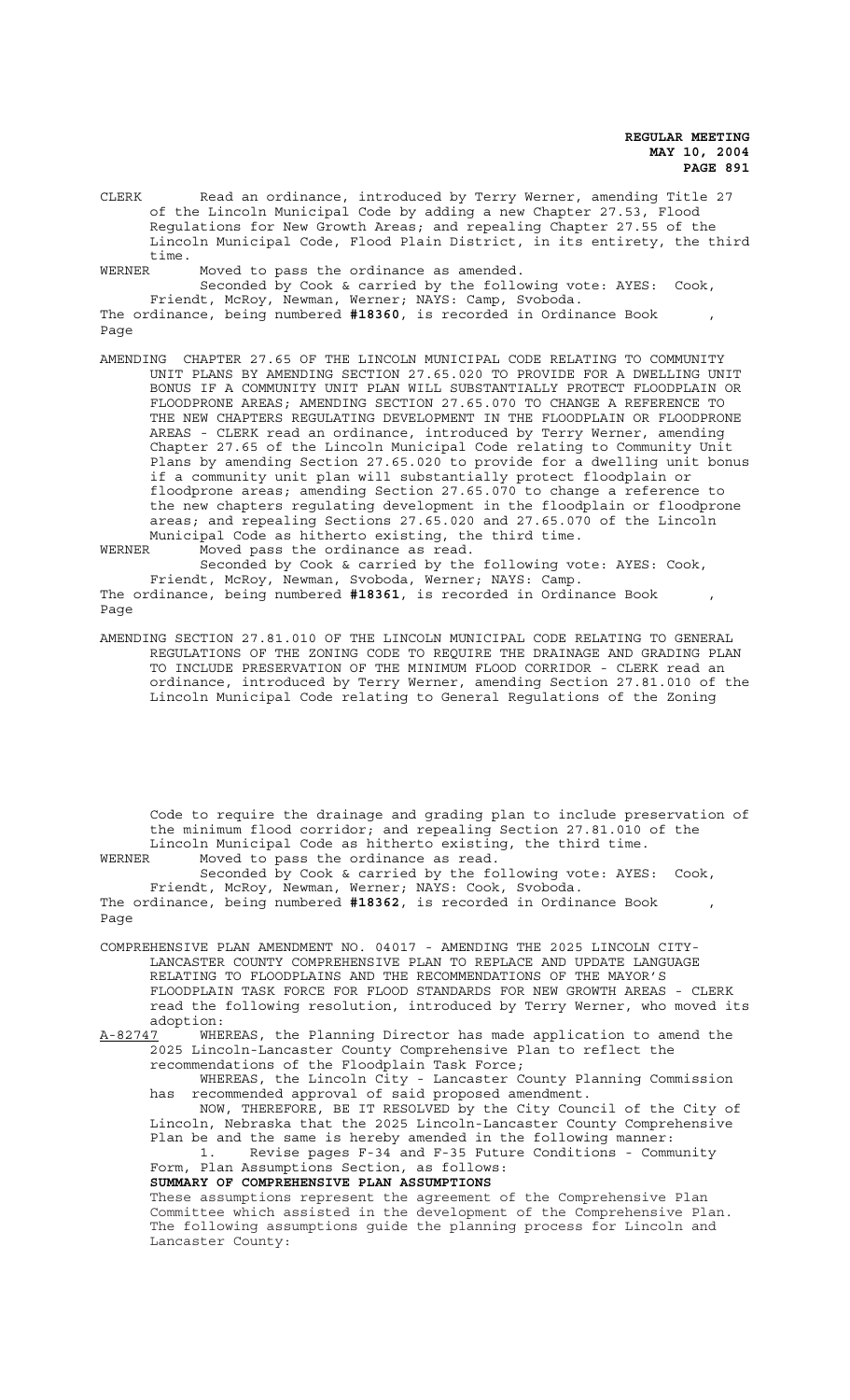CLERK Read an ordinance, introduced by Terry Werner, amending Title 27 of the Lincoln Municipal Code by adding a new Chapter 27.53, Flood Regulations for New Growth Areas; and repealing Chapter 27.55 of the Lincoln Municipal Code, Flood Plain District, in its entirety, the third time.

WERNER Moved to pass the ordinance as amended.

Seconded by Cook & carried by the following vote: AYES: Cook, Friendt, McRoy, Newman, Werner; NAYS: Camp, Svoboda.

The ordinance, being numbered **#18360**, is recorded in Ordinance Book , Page

AMENDING CHAPTER 27.65 OF THE LINCOLN MUNICIPAL CODE RELATING TO COMMUNITY UNIT PLANS BY AMENDING SECTION 27.65.020 TO PROVIDE FOR A DWELLING UNIT BONUS IF A COMMUNITY UNIT PLAN WILL SUBSTANTIALLY PROTECT FLOODPLAIN OR FLOODPRONE AREAS; AMENDING SECTION 27.65.070 TO CHANGE A REFERENCE TO THE NEW CHAPTERS REGULATING DEVELOPMENT IN THE FLOODPLAIN OR FLOODPRONE AREAS - CLERK read an ordinance, introduced by Terry Werner, amending Chapter 27.65 of the Lincoln Municipal Code relating to Community Unit Plans by amending Section 27.65.020 to provide for a dwelling unit bonus if a community unit plan will substantially protect floodplain or floodprone areas; amending Section 27.65.070 to change a reference to the new chapters regulating development in the floodplain or floodprone areas; and repealing Sections 27.65.020 and 27.65.070 of the Lincoln Municipal Code as hitherto existing, the third time.

WERNER Moved pass the ordinance as read.

Seconded by Cook & carried by the following vote: AYES: Cook, Friendt, McRoy, Newman, Svoboda, Werner; NAYS: Camp.

The ordinance, being numbered **#18361**, is recorded in Ordinance Book , Page

AMENDING SECTION 27.81.010 OF THE LINCOLN MUNICIPAL CODE RELATING TO GENERAL REGULATIONS OF THE ZONING CODE TO REQUIRE THE DRAINAGE AND GRADING PLAN TO INCLUDE PRESERVATION OF THE MINIMUM FLOOD CORRIDOR - CLERK read an ordinance, introduced by Terry Werner, amending Section 27.81.010 of the Lincoln Municipal Code relating to General Regulations of the Zoning Code to require the drainage and grading plan to include preservation of the minimum flood corridor; and repealing Section 27.81.010 of the Lincoln Municipal Code as hitherto existing, the third time.

WERNER Moved to pass the ordinance as read.

Seconded by Cook & carried by the following vote: AYES: Cook, Friendt, McRoy, Newman, Werner; NAYS: Cook, Svoboda.

The ordinance, being numbered **#18362**, is recorded in Ordinance Book , Page

COMPREHENSIVE PLAN AMENDMENT NO. 04017 - AMENDING THE 2025 LINCOLN CITY-LANCASTER COUNTY COMPREHENSIVE PLAN TO REPLACE AND UPDATE LANGUAGE RELATING TO FLOODPLAINS AND THE RECOMMENDATIONS OF THE MAYOR'S FLOODPLAIN TASK FORCE FOR FLOOD STANDARDS FOR NEW GROWTH AREAS - CLERK read the following resolution, introduced by Terry Werner, who moved its adoption:

A-82747 WHEREAS, the Planning Director has made application to amend the 2025 Lincoln-Lancaster County Comprehensive Plan to reflect the recommendations of the Floodplain Task Force;

WHEREAS, the Lincoln City - Lancaster County Planning Commission has recommended approval of said proposed amendment.

NOW, THEREFORE, BE IT RESOLVED by the City Council of the City of Lincoln, Nebraska that the 2025 Lincoln-Lancaster County Comprehensive Plan be and the same is hereby amended in the following manner:

1. Revise pages F-34 and F-35 Future Conditions - Community Form, Plan Assumptions Section, as follows:

**SUMMARY OF COMPREHENSIVE PLAN ASSUMPTIONS**

These assumptions represent the agreement of the Comprehensive Plan Committee which assisted in the development of the Comprehensive Plan. The following assumptions guide the planning process for Lincoln and Lancaster County: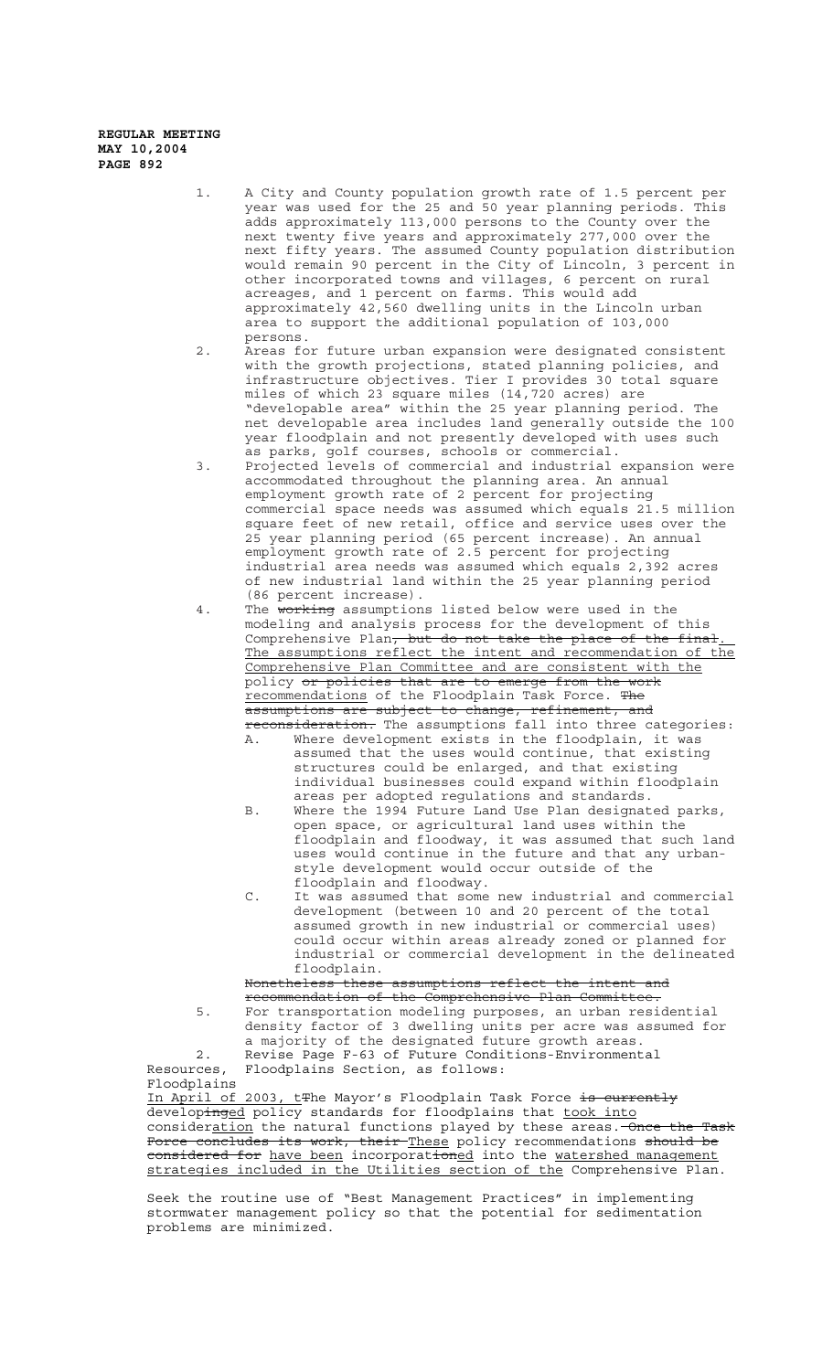1. A City and County population growth rate of 1.5 percent per year was used for the 25 and 50 year planning periods. This adds approximately 113,000 persons to the County over the next twenty five years and approximately 277,000 over the next fifty years. The assumed County population distribution would remain 90 percent in the City of Lincoln, 3 percent in other incorporated towns and villages, 6 percent on rural acreages, and 1 percent on farms. This would add approximately 42,560 dwelling units in the Lincoln urban area to support the additional population of 103,000 persons.
2. Areas for future urban expansion were designated consistent with the growth projections, stated planning policies, and infrastructure objectives. Tier I provides 30 total square miles of which 23 square miles (14,720 acres) are "developable area" within the 25 year planning period. The net developable area includes land generally outside the 100 year floodplain and not presently developed with uses such as parks, golf courses, schools or commercial.
3. Projected levels of commercial and industrial expansion were accommodated throughout the planning area. An annual employment growth rate of 2 percent for projecting commercial space needs was assumed which equals 21.5 million square feet of new retail, office and service uses over the 25 year planning period (65 percent increase). An annual employment growth rate of 2.5 percent for projecting industrial area needs was assumed which equals 2,392 acres of new industrial land within the 25 year planning period (86 percent increase).
4. The ~~working~~ assumptions listed below were used in the modeling and analysis process for the development of this Comprehensive Plan~~, but do not take the place of the final~~. The assumptions reflect the intent and recommendation of the Comprehensive Plan Committee and are consistent with the policy ~~or policies that are to emerge from the work~~ recommendations of the Floodplain Task Force. ~~The assumptions are subject to change, refinement, and reconsideration.~~ The assumptions fall into three categories:
   A. Where development exists in the floodplain, it was assumed that the uses would continue, that existing structures could be enlarged, and that existing individual businesses could expand within floodplain areas per adopted regulations and standards.
   B. Where the 1994 Future Land Use Plan designated parks, open space, or agricultural land uses within the floodplain and floodway, it was assumed that such land uses would continue in the future and that any urban-style development would occur outside of the floodplain and floodway.
   C. It was assumed that some new industrial and commercial development (between 10 and 20 percent of the total assumed growth in new industrial or commercial uses) could occur within areas already zoned or planned for industrial or commercial development in the delineated floodplain.

   ~~Nonetheless these assumptions reflect the intent and recommendation of the Comprehensive Plan Committee.~~
5. For transportation modeling purposes, an urban residential density factor of 3 dwelling units per acre was assumed for a majority of the designated future growth areas.

2. Revise Page F-63 of Future Conditions-Environmental Resources, Floodplains Section, as follows:

Floodplains

In April of 2003, t~~T~~he Mayor's Floodplain Task Force ~~is currently~~ develop~~ing~~ed policy standards for floodplains that took into consider~~ation~~ the natural functions played by these areas. ~~Once the Task Force concludes its work, their~~ These policy recommendations ~~should be considered for~~ have been incorporat~~ion~~ed into the watershed management strategies included in the Utilities section of the Comprehensive Plan.

Seek the routine use of "Best Management Practices" in implementing stormwater management policy so that the potential for sedimentation problems are minimized.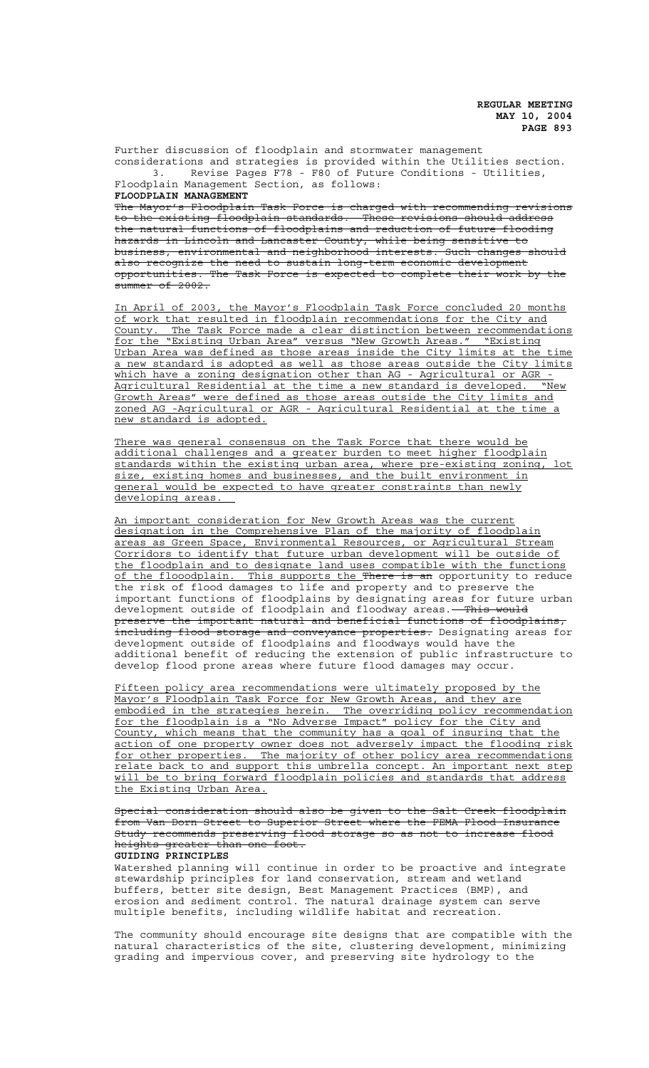Further discussion of floodplain and stormwater management considerations and strategies is provided within the Utilities section.

3. Revise Pages F78 - F80 of Future Conditions - Utilities, Floodplain Management Section, as follows:

**FLOODPLAIN MANAGEMENT**

~~The Mayor's Floodplain Task Force is charged with recommending revisions to the existing floodplain standards. These revisions should address the natural functions of floodplains and reduction of future flooding hazards in Lincoln and Lancaster County, while being sensitive to business, environmental and neighborhood interests. Such changes should also recognize the need to sustain long-term economic development opportunities. The Task Force is expected to complete their work by the summer of 2002.~~

<u>In April of 2003, the Mayor's Floodplain Task Force concluded 20 months of work that resulted in floodplain recommendations for the City and County. The Task Force made a clear distinction between recommendations for the "Existing Urban Area" versus "New Growth Areas." "Existing Urban Area was defined as those areas inside the City limits at the time a new standard is adopted as well as those areas outside the City limits which have a zoning designation other than AG - Agricultural or AGR - Agricultural Residential at the time a new standard is developed. "New Growth Areas" were defined as those areas outside the City limits and zoned AG -Agricultural or AGR - Agricultural Residential at the time a new standard is adopted.</u>

<u>There was general consensus on the Task Force that there would be additional challenges and a greater burden to meet higher floodplain standards within the existing urban area, where pre-existing zoning, lot size, existing homes and businesses, and the built environment in general would be expected to have greater constraints than newly developing areas.</u>

<u>An important consideration for New Growth Areas was the current designation in the Comprehensive Plan of the majority of floodplain areas as Green Space, Environmental Resources, or Agricultural Stream Corridors to identify that future urban development will be outside of the floodplain and to designate land uses compatible with the functions of the flooodplain. This supports the</u> ~~There is an~~ opportunity to reduce the risk of flood damages to life and property and to preserve the important functions of floodplains by designating areas for future urban development outside of floodplain and floodway areas. ~~This would preserve the important natural and beneficial functions of floodplains, including flood storage and conveyance properties.~~ Designating areas for development outside of floodplains and floodways would have the additional benefit of reducing the extension of public infrastructure to develop flood prone areas where future flood damages may occur.

<u>Fifteen policy area recommendations were ultimately proposed by the Mayor's Floodplain Task Force for New Growth Areas, and they are embodied in the strategies herein. The overriding policy recommendation for the floodplain is a "No Adverse Impact" policy for the City and County, which means that the community has a goal of insuring that the action of one property owner does not adversely impact the flooding risk for other properties. The majority of other policy area recommendations relate back to and support this umbrella concept. An important next step will be to bring forward floodplain policies and standards that address the Existing Urban Area.</u>

~~Special consideration should also be given to the Salt Creek floodplain from Van Dorn Street to Superior Street where the FEMA Flood Insurance Study recommends preserving flood storage so as not to increase flood heights greater than one foot.~~

**GUIDING PRINCIPLES**

Watershed planning will continue in order to be proactive and integrate stewardship principles for land conservation, stream and wetland buffers, better site design, Best Management Practices (BMP), and erosion and sediment control. The natural drainage system can serve multiple benefits, including wildlife habitat and recreation.

The community should encourage site designs that are compatible with the natural characteristics of the site, clustering development, minimizing grading and impervious cover, and preserving site hydrology to the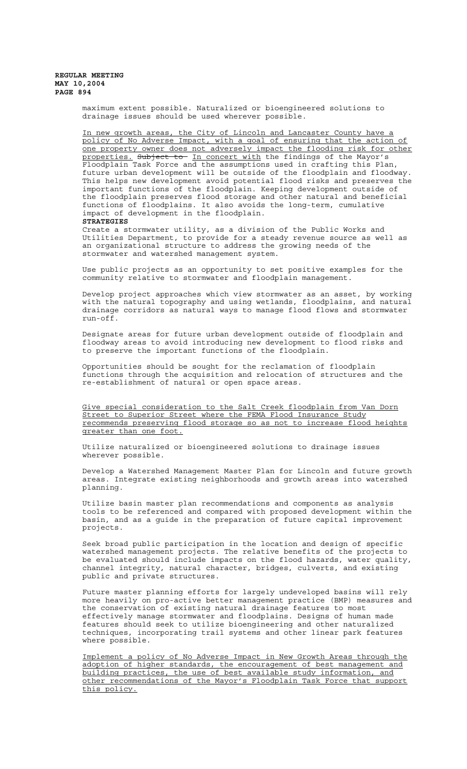maximum extent possible. Naturalized or bioengineered solutions to drainage issues should be used wherever possible.

<u>In new growth areas, the City of Lincoln and Lancaster County have a policy of No Adverse Impact, with a goal of ensuring that the action of one property owner does not adversely impact the flooding risk for other properties.</u> ~~Subject to~~ <u>In concert with</u> the findings of the Mayor's Floodplain Task Force and the assumptions used in crafting this Plan, future urban development will be outside of the floodplain and floodway. This helps new development avoid potential flood risks and preserves the important functions of the floodplain. Keeping development outside of the floodplain preserves flood storage and other natural and beneficial functions of floodplains. It also avoids the long-term, cumulative impact of development in the floodplain.

**STRATEGIES**

Create a stormwater utility, as a division of the Public Works and Utilities Department, to provide for a steady revenue source as well as an organizational structure to address the growing needs of the stormwater and watershed management system.

Use public projects as an opportunity to set positive examples for the community relative to stormwater and floodplain management.

Develop project approaches which view stormwater as an asset, by working with the natural topography and using wetlands, floodplains, and natural drainage corridors as natural ways to manage flood flows and stormwater run-off.

Designate areas for future urban development outside of floodplain and floodway areas to avoid introducing new development to flood risks and to preserve the important functions of the floodplain.

Opportunities should be sought for the reclamation of floodplain functions through the acquisition and relocation of structures and the re-establishment of natural or open space areas.

<u>Give special consideration to the Salt Creek floodplain from Van Dorn Street to Superior Street where the FEMA Flood Insurance Study recommends preserving flood storage so as not to increase flood heights greater than one foot.</u>

Utilize naturalized or bioengineered solutions to drainage issues wherever possible.

Develop a Watershed Management Master Plan for Lincoln and future growth areas. Integrate existing neighborhoods and growth areas into watershed planning.

Utilize basin master plan recommendations and components as analysis tools to be referenced and compared with proposed development within the basin, and as a guide in the preparation of future capital improvement projects.

Seek broad public participation in the location and design of specific watershed management projects. The relative benefits of the projects to be evaluated should include impacts on the flood hazards, water quality, channel integrity, natural character, bridges, culverts, and existing public and private structures.

Future master planning efforts for largely undeveloped basins will rely more heavily on pro-active better management practice (BMP) measures and the conservation of existing natural drainage features to most effectively manage stormwater and floodplains. Designs of human made features should seek to utilize bioengineering and other naturalized techniques, incorporating trail systems and other linear park features where possible.

<u>Implement a policy of No Adverse Impact in New Growth Areas through the adoption of higher standards, the encouragement of best management and building practices, the use of best available study information, and other recommendations of the Mayor's Floodplain Task Force that support this policy.</u>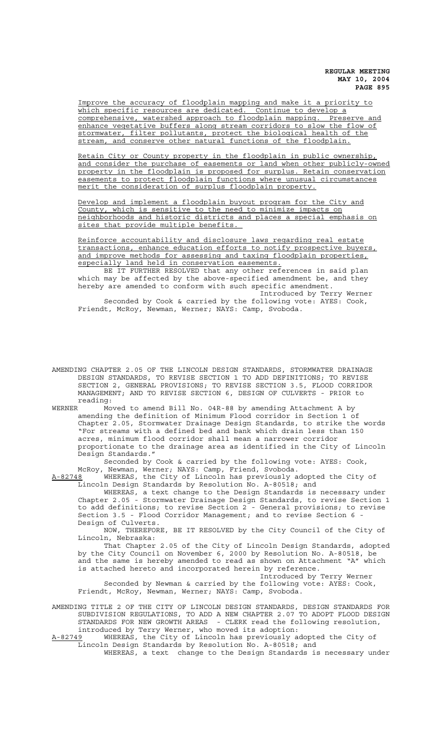Improve the accuracy of floodplain mapping and make it a priority to which specific resources are dedicated. Continue to develop a comprehensive, watershed approach to floodplain mapping. Preserve and enhance vegetative buffers along stream corridors to slow the flow of stormwater, filter pollutants, protect the biological health of the stream, and conserve other natural functions of the floodplain.

Retain City or County property in the floodplain in public ownership, and consider the purchase of easements or land when other publicly-owned property in the floodplain is proposed for surplus. Retain conservation easements to protect floodplain functions where unusual circumstances merit the consideration of surplus floodplain property.

Develop and implement a floodplain buyout program for the City and County, which is sensitive to the need to minimize impacts on neighborhoods and historic districts and places a special emphasis on sites that provide multiple benefits.

Reinforce accountability and disclosure laws regarding real estate transactions, enhance education efforts to notify prospective buyers, and improve methods for assessing and taxing floodplain properties, especially land held in conservation easements.

BE IT FURTHER RESOLVED that any other references in said plan which may be affected by the above-specified amendment be, and they hereby are amended to conform with such specific amendment.

Introduced by Terry Werner

Seconded by Cook & carried by the following vote: AYES: Cook, Friendt, McRoy, Newman, Werner; NAYS: Camp, Svoboda.

AMENDING CHAPTER 2.05 OF THE LINCOLN DESIGN STANDARDS, STORMWATER DRAINAGE DESIGN STANDARDS, TO REVISE SECTION 1 TO ADD DEFINITIONS; TO REVISE SECTION 2, GENERAL PROVISIONS; TO REVISE SECTION 3.5, FLOOD CORRIDOR MANAGEMENT; AND TO REVISE SECTION 6, DESIGN OF CULVERTS - PRIOR to reading:

WERNER Moved to amend Bill No. 04R-88 by amending Attachment A by amending the definition of Minimum Flood corridor in Section 1 of Chapter 2.05, Stormwater Drainage Design Standards, to strike the words "For streams with a defined bed and bank which drain less than 150 acres, minimum flood corridor shall mean a narrower corridor proportionate to the drainage area as identified in the City of Lincoln Design Standards."

Seconded by Cook & carried by the following vote: AYES: Cook, McRoy, Newman, Werner; NAYS: Camp, Friend, Svoboda.

A-82748 WHEREAS, the City of Lincoln has previously adopted the City of Lincoln Design Standards by Resolution No. A-80518; and

WHEREAS, a text change to the Design Standards is necessary under Chapter 2.05 - Stormwater Drainage Design Standards, to revise Section 1 to add definitions; to revise Section 2 - General provisions; to revise Section 3.5 - Flood Corridor Management; and to revise Section 6 - Design of Culverts.

NOW, THEREFORE, BE IT RESOLVED by the City Council of the City of Lincoln, Nebraska:

That Chapter 2.05 of the City of Lincoln Design Standards, adopted by the City Council on November 6, 2000 by Resolution No. A-80518, be and the same is hereby amended to read as shown on Attachment "A" which is attached hereto and incorporated herein by reference.

Introduced by Terry Werner

Seconded by Newman & carried by the following vote: AYES: Cook, Friendt, McRoy, Newman, Werner; NAYS: Camp, Svoboda.

AMENDING TITLE 2 OF THE CITY OF LINCOLN DESIGN STANDARDS, DESIGN STANDARDS FOR SUBDIVISION REGULATIONS, TO ADD A NEW CHAPTER 2.07 TO ADOPT FLOOD DESIGN STANDARDS FOR NEW GROWTH AREAS - CLERK read the following resolution, introduced by Terry Werner, who moved its adoption:

A-82749 WHEREAS, the City of Lincoln has previously adopted the City of Lincoln Design Standards by Resolution No. A-80518; and

WHEREAS, a text change to the Design Standards is necessary under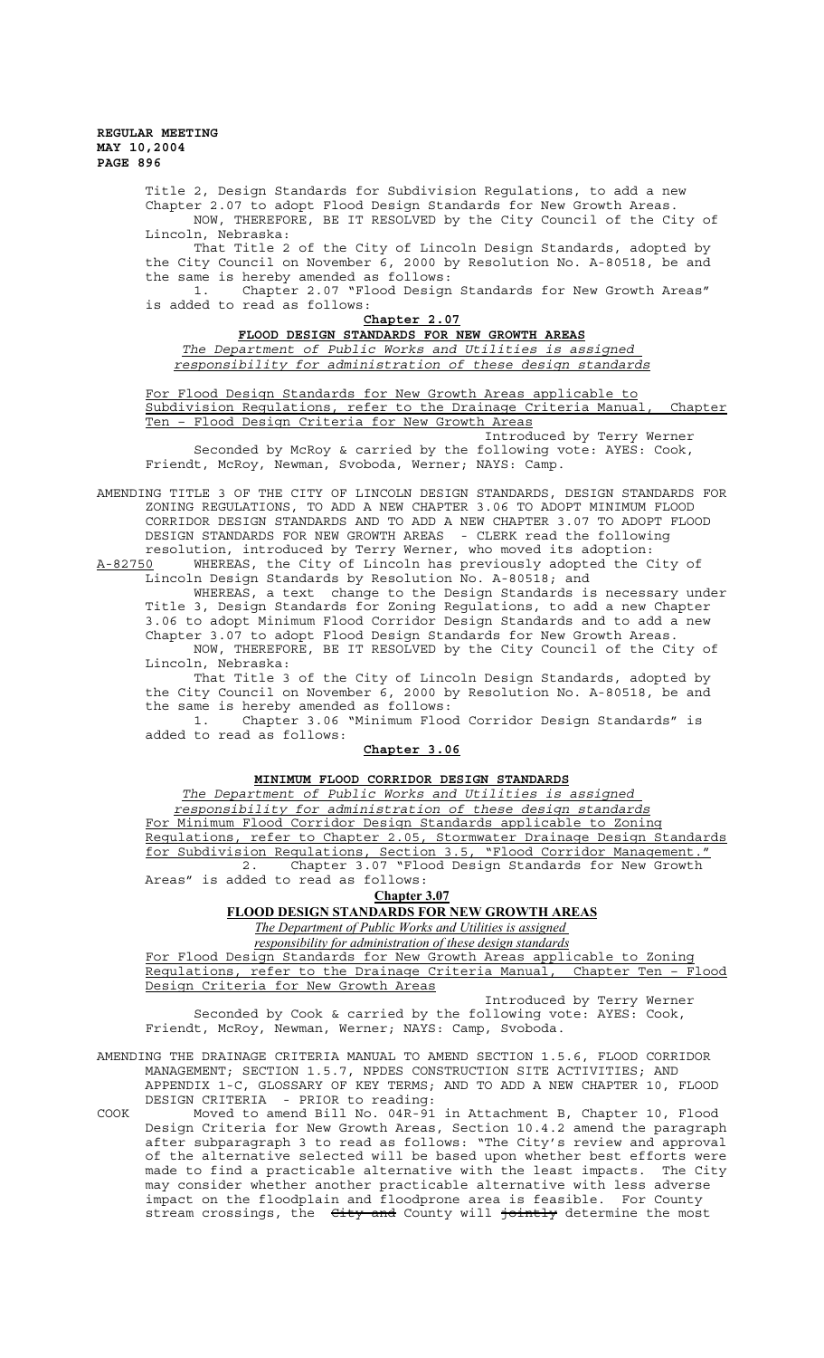Title 2, Design Standards for Subdivision Regulations, to add a new Chapter 2.07 to adopt Flood Design Standards for New Growth Areas.

NOW, THEREFORE, BE IT RESOLVED by the City Council of the City of Lincoln, Nebraska:

That Title 2 of the City of Lincoln Design Standards, adopted by the City Council on November 6, 2000 by Resolution No. A-80518, be and the same is hereby amended as follows:

1. Chapter 2.07 "Flood Design Standards for New Growth Areas" is added to read as follows:

**Chapter 2.07**

**FLOOD DESIGN STANDARDS FOR NEW GROWTH AREAS**

*The Department of Public Works and Utilities is assigned responsibility for administration of these design standards*

For Flood Design Standards for New Growth Areas applicable to Subdivision Regulations, refer to the Drainage Criteria Manual, Chapter Ten – Flood Design Criteria for New Growth Areas

Introduced by Terry Werner

Seconded by McRoy & carried by the following vote: AYES: Cook, Friendt, McRoy, Newman, Svoboda, Werner; NAYS: Camp.

AMENDING TITLE 3 OF THE CITY OF LINCOLN DESIGN STANDARDS, DESIGN STANDARDS FOR ZONING REGULATIONS, TO ADD A NEW CHAPTER 3.06 TO ADOPT MINIMUM FLOOD CORRIDOR DESIGN STANDARDS AND TO ADD A NEW CHAPTER 3.07 TO ADOPT FLOOD DESIGN STANDARDS FOR NEW GROWTH AREAS - CLERK read the following resolution, introduced by Terry Werner, who moved its adoption:

A-82750 WHEREAS, the City of Lincoln has previously adopted the City of Lincoln Design Standards by Resolution No. A-80518; and

WHEREAS, a text change to the Design Standards is necessary under Title 3, Design Standards for Zoning Regulations, to add a new Chapter 3.06 to adopt Minimum Flood Corridor Design Standards and to add a new Chapter 3.07 to adopt Flood Design Standards for New Growth Areas.

NOW, THEREFORE, BE IT RESOLVED by the City Council of the City of Lincoln, Nebraska:

That Title 3 of the City of Lincoln Design Standards, adopted by the City Council on November 6, 2000 by Resolution No. A-80518, be and the same is hereby amended as follows:

1. Chapter 3.06 "Minimum Flood Corridor Design Standards" is added to read as follows:

**Chapter 3.06**

**MINIMUM FLOOD CORRIDOR DESIGN STANDARDS**

*The Department of Public Works and Utilities is assigned responsibility for administration of these design standards*

For Minimum Flood Corridor Design Standards applicable to Zoning Regulations, refer to Chapter 2.05, Stormwater Drainage Design Standards for Subdivision Regulations, Section 3.5, "Flood Corridor Management."

2. Chapter 3.07 "Flood Design Standards for New Growth Areas" is added to read as follows:

**Chapter 3.07**

**FLOOD DESIGN STANDARDS FOR NEW GROWTH AREAS**

*The Department of Public Works and Utilities is assigned responsibility for administration of these design standards*

For Flood Design Standards for New Growth Areas applicable to Zoning Regulations, refer to the Drainage Criteria Manual, Chapter Ten – Flood Design Criteria for New Growth Areas

Introduced by Terry Werner

Seconded by Cook & carried by the following vote: AYES: Cook, Friendt, McRoy, Newman, Werner; NAYS: Camp, Svoboda.

AMENDING THE DRAINAGE CRITERIA MANUAL TO AMEND SECTION 1.5.6, FLOOD CORRIDOR MANAGEMENT; SECTION 1.5.7, NPDES CONSTRUCTION SITE ACTIVITIES; AND APPENDIX 1-C, GLOSSARY OF KEY TERMS; AND TO ADD A NEW CHAPTER 10, FLOOD DESIGN CRITERIA - PRIOR to reading:

COOK Moved to amend Bill No. 04R-91 in Attachment B, Chapter 10, Flood Design Criteria for New Growth Areas, Section 10.4.2 amend the paragraph after subparagraph 3 to read as follows: "The City's review and approval of the alternative selected will be based upon whether best efforts were made to find a practicable alternative with the least impacts. The City may consider whether another practicable alternative with less adverse impact on the floodplain and floodprone area is feasible. For County stream crossings, the ~~City and~~ County will ~~jointly~~ determine the most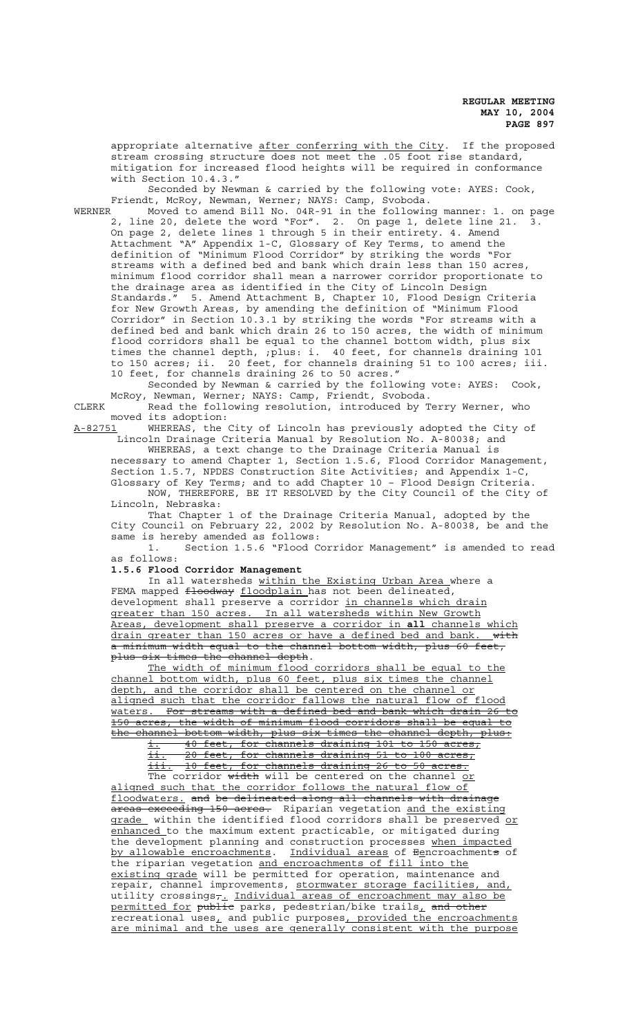appropriate alternative <u>after conferring with the City</u>. If the proposed stream crossing structure does not meet the .05 foot rise standard, mitigation for increased flood heights will be required in conformance with Section 10.4.3."

Seconded by Newman & carried by the following vote: AYES: Cook, Friendt, McRoy, Newman, Werner; NAYS: Camp, Svoboda.

WERNER Moved to amend Bill No. 04R-91 in the following manner: 1. on page 2, line 20, delete the word "For". 2. On page 1, delete line 21. 3. On page 2, delete lines 1 through 5 in their entirety. 4. Amend Attachment "A" Appendix 1-C, Glossary of Key Terms, to amend the definition of "Minimum Flood Corridor" by striking the words "For streams with a defined bed and bank which drain less than 150 acres, minimum flood corridor shall mean a narrower corridor proportionate to the drainage area as identified in the City of Lincoln Design Standards." 5. Amend Attachment B, Chapter 10, Flood Design Criteria for New Growth Areas, by amending the definition of "Minimum Flood Corridor" in Section 10.3.1 by striking the words "For streams with a defined bed and bank which drain 26 to 150 acres, the width of minimum flood corridors shall be equal to the channel bottom width, plus six times the channel depth, ;plus: i. 40 feet, for channels draining 101 to 150 acres; ii. 20 feet, for channels draining 51 to 100 acres; iii. 10 feet, for channels draining 26 to 50 acres."

Seconded by Newman & carried by the following vote: AYES: Cook, McRoy, Newman, Werner; NAYS: Camp, Friendt, Svoboda.

CLERK Read the following resolution, introduced by Terry Werner, who moved its adoption:

<u>A-82751</u> WHEREAS, the City of Lincoln has previously adopted the City of Lincoln Drainage Criteria Manual by Resolution No. A-80038; and

WHEREAS, a text change to the Drainage Criteria Manual is necessary to amend Chapter 1, Section 1.5.6, Flood Corridor Management, Section 1.5.7, NPDES Construction Site Activities; and Appendix 1-C, Glossary of Key Terms; and to add Chapter 10 – Flood Design Criteria.

NOW, THEREFORE, BE IT RESOLVED by the City Council of the City of Lincoln, Nebraska:

That Chapter 1 of the Drainage Criteria Manual, adopted by the City Council on February 22, 2002 by Resolution No. A-80038, be and the same is hereby amended as follows:

1. Section 1.5.6 "Flood Corridor Management" is amended to read as follows:

**1.5.6 Flood Corridor Management**

In all watersheds <u>within the Existing Urban Area</u> where a FEMA mapped ~~floodway~~ <u>floodplain</u> has not been delineated, development shall preserve a corridor <u>in channels which drain greater than 150 acres. In all watersheds within New Growth Areas, development shall preserve a corridor in **all** channels which drain greater than 150 acres or have a defined bed and bank.</u> ~~with a minimum width equal to the channel bottom width, plus 60 feet, plus six times the channel depth~~.

<u>The width of minimum flood corridors shall be equal to the channel bottom width, plus 60 feet, plus six times the channel depth, and the corridor shall be centered on the channel or aligned such that the corridor fallows the natural flow of flood waters.</u> ~~For streams with a defined bed and bank which drain 26 to 150 acres, the width of minimum flood corridors shall be equal to the channel bottom width, plus six times the channel depth, plus:~~

~~i. 40 feet, for channels draining 101 to 150 acres;~~
~~ii. 20 feet, for channels draining 51 to 100 acres;~~
~~iii. 10 feet, for channels draining 26 to 50 acres.~~

The corridor ~~width~~ will be centered on the channel <u>or aligned such that the corridor follows the natural flow of floodwaters.</u> ~~and be delineated along all channels with drainage areas exceeding 150 acres.~~ Riparian vegetation <u>and the existing grade</u> within the identified flood corridors shall be preserved <u>or enhanced</u> to the maximum extent practicable, or mitigated during the development planning and construction processes <u>when impacted by allowable encroachments</u>. <u>Individual areas</u> of ~~E~~<u>e</u>ncroachment~~s~~ of the riparian vegetation <u>and encroachments of fill into the existing grade</u> will be permitted for operation, maintenance and repair, channel improvements, <u>stormwater storage facilities, and,</u> utility crossings~~,~~<u>. Individual areas of encroachment may also be permitted for</u> ~~public~~ parks, pedestrian/bike trails<u>,</u> ~~and other~~ recreational uses<u>,</u> and public purposes<u>, provided the encroachments are minimal and the uses are generally consistent with the purpose</u>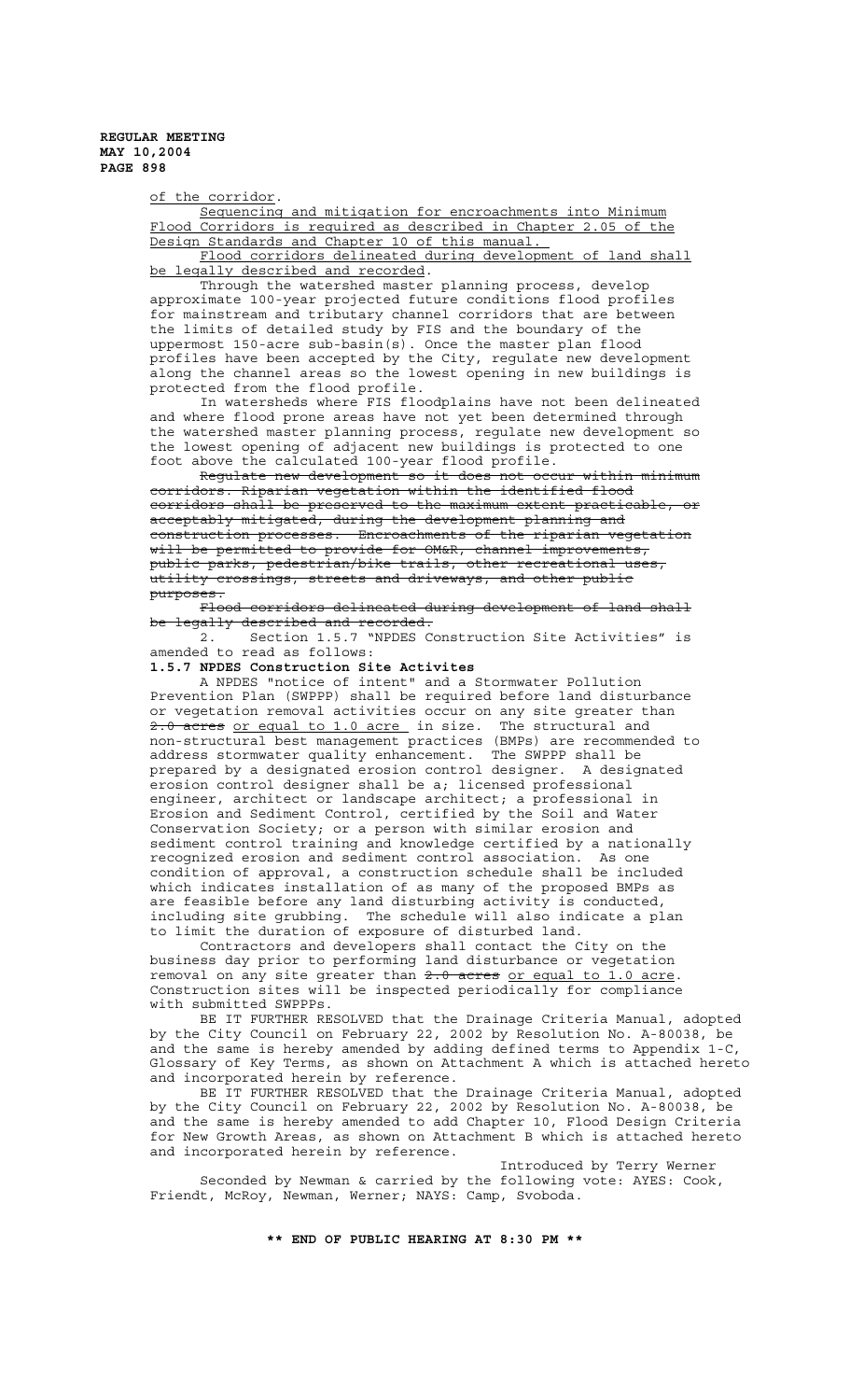of the corridor.

Sequencing and mitigation for encroachments into Minimum Flood Corridors is required as described in Chapter 2.05 of the Design Standards and Chapter 10 of this manual.

Flood corridors delineated during development of land shall be legally described and recorded.

Through the watershed master planning process, develop approximate 100-year projected future conditions flood profiles for mainstream and tributary channel corridors that are between the limits of detailed study by FIS and the boundary of the uppermost 150-acre sub-basin(s). Once the master plan flood profiles have been accepted by the City, regulate new development along the channel areas so the lowest opening in new buildings is protected from the flood profile.

In watersheds where FIS floodplains have not been delineated and where flood prone areas have not yet been determined through the watershed master planning process, regulate new development so the lowest opening of adjacent new buildings is protected to one foot above the calculated 100-year flood profile.

~~Regulate new development so it does not occur within minimum corridors. Riparian vegetation within the identified flood corridors shall be preserved to the maximum extent practicable, or acceptably mitigated, during the development planning and construction processes. Encroachments of the riparian vegetation will be permitted to provide for OM&R, channel improvements, public parks, pedestrian/bike trails, other recreational uses, utility crossings, streets and driveways, and other public purposes.~~

~~Flood corridors delineated during development of land shall be legally described and recorded.~~

2. Section 1.5.7 "NPDES Construction Site Activities" is amended to read as follows:

**1.5.7 NPDES Construction Site Activites**

A NPDES "notice of intent" and a Stormwater Pollution Prevention Plan (SWPPP) shall be required before land disturbance or vegetation removal activities occur on any site greater than ~~2.0 acres~~ or equal to 1.0 acre in size. The structural and non-structural best management practices (BMPs) are recommended to address stormwater quality enhancement. The SWPPP shall be prepared by a designated erosion control designer. A designated erosion control designer shall be a; licensed professional engineer, architect or landscape architect; a professional in Erosion and Sediment Control, certified by the Soil and Water Conservation Society; or a person with similar erosion and sediment control training and knowledge certified by a nationally recognized erosion and sediment control association. As one condition of approval, a construction schedule shall be included which indicates installation of as many of the proposed BMPs as are feasible before any land disturbing activity is conducted, including site grubbing. The schedule will also indicate a plan to limit the duration of exposure of disturbed land.

Contractors and developers shall contact the City on the business day prior to performing land disturbance or vegetation removal on any site greater than ~~2.0 acres~~ or equal to 1.0 acre. Construction sites will be inspected periodically for compliance with submitted SWPPPs.

BE IT FURTHER RESOLVED that the Drainage Criteria Manual, adopted by the City Council on February 22, 2002 by Resolution No. A-80038, be and the same is hereby amended by adding defined terms to Appendix 1-C, Glossary of Key Terms, as shown on Attachment A which is attached hereto and incorporated herein by reference.

BE IT FURTHER RESOLVED that the Drainage Criteria Manual, adopted by the City Council on February 22, 2002 by Resolution No. A-80038, be and the same is hereby amended to add Chapter 10, Flood Design Criteria for New Growth Areas, as shown on Attachment B which is attached hereto and incorporated herein by reference.

Introduced by Terry Werner

Seconded by Newman & carried by the following vote: AYES: Cook, Friendt, McRoy, Newman, Werner; NAYS: Camp, Svoboda.

**\*\* END OF PUBLIC HEARING AT 8:30 PM \*\***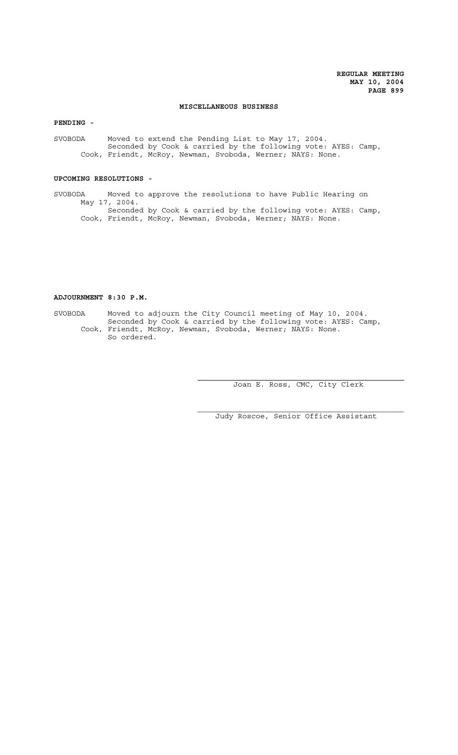## MISCELLANEOUS BUSINESS

**PENDING -**

SVOBODA Moved to extend the Pending List to May 17, 2004.
Seconded by Cook & carried by the following vote: AYES: Camp, Cook, Friendt, McRoy, Newman, Svoboda, Werner; NAYS: None.

**UPCOMING RESOLUTIONS -**

SVOBODA Moved to approve the resolutions to have Public Hearing on May 17, 2004.
Seconded by Cook & carried by the following vote: AYES: Camp, Cook, Friendt, McRoy, Newman, Svoboda, Werner; NAYS: None.

**ADJOURNMENT 8:30 P.M.**

SVOBODA Moved to adjourn the City Council meeting of May 10, 2004.
Seconded by Cook & carried by the following vote: AYES: Camp, Cook, Friendt, McRoy, Newman, Svoboda, Werner; NAYS: None.
So ordered.

Joan E. Ross, CMC, City Clerk

Judy Roscoe, Senior Office Assistant